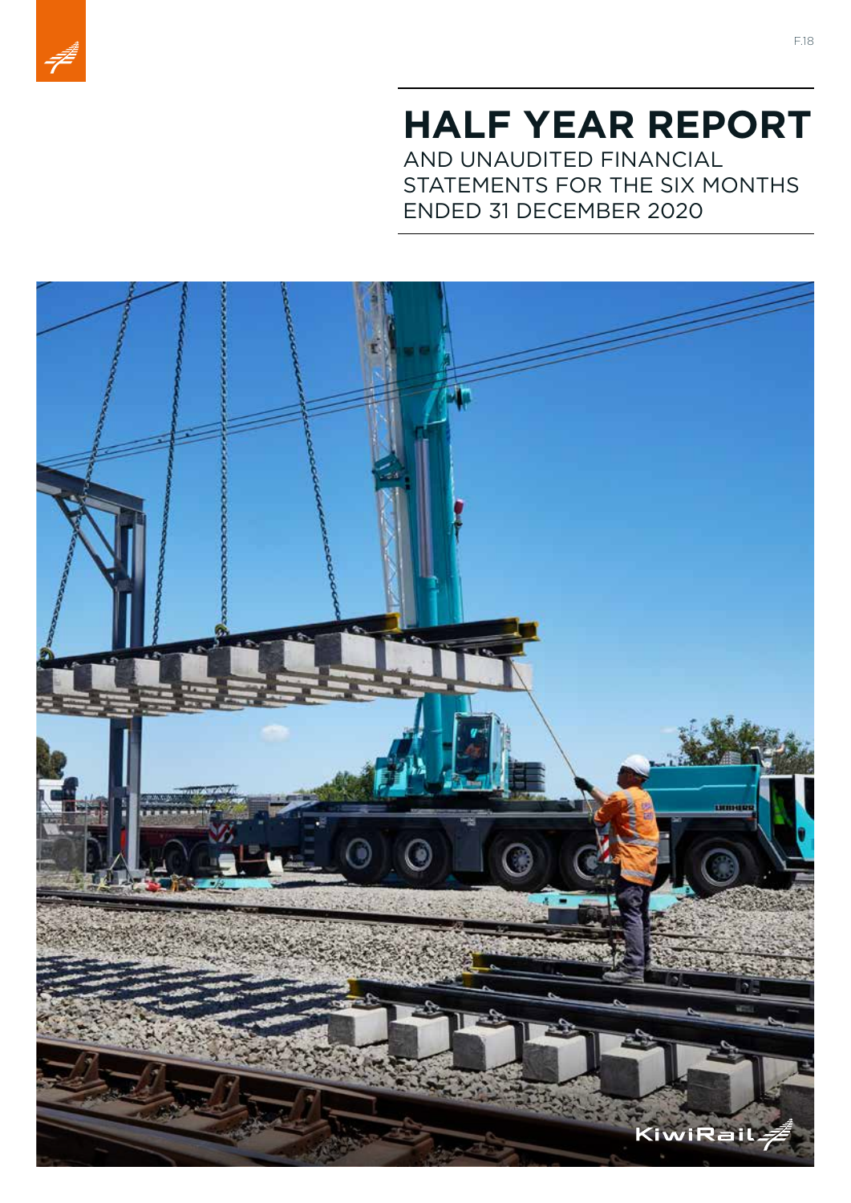F.18

# HALF YEAR REPORT

AND UNAUDITED FINANCIAL STATEMENTS FOR THE SIX MONTHS ENDED 31 DECEMBER 2020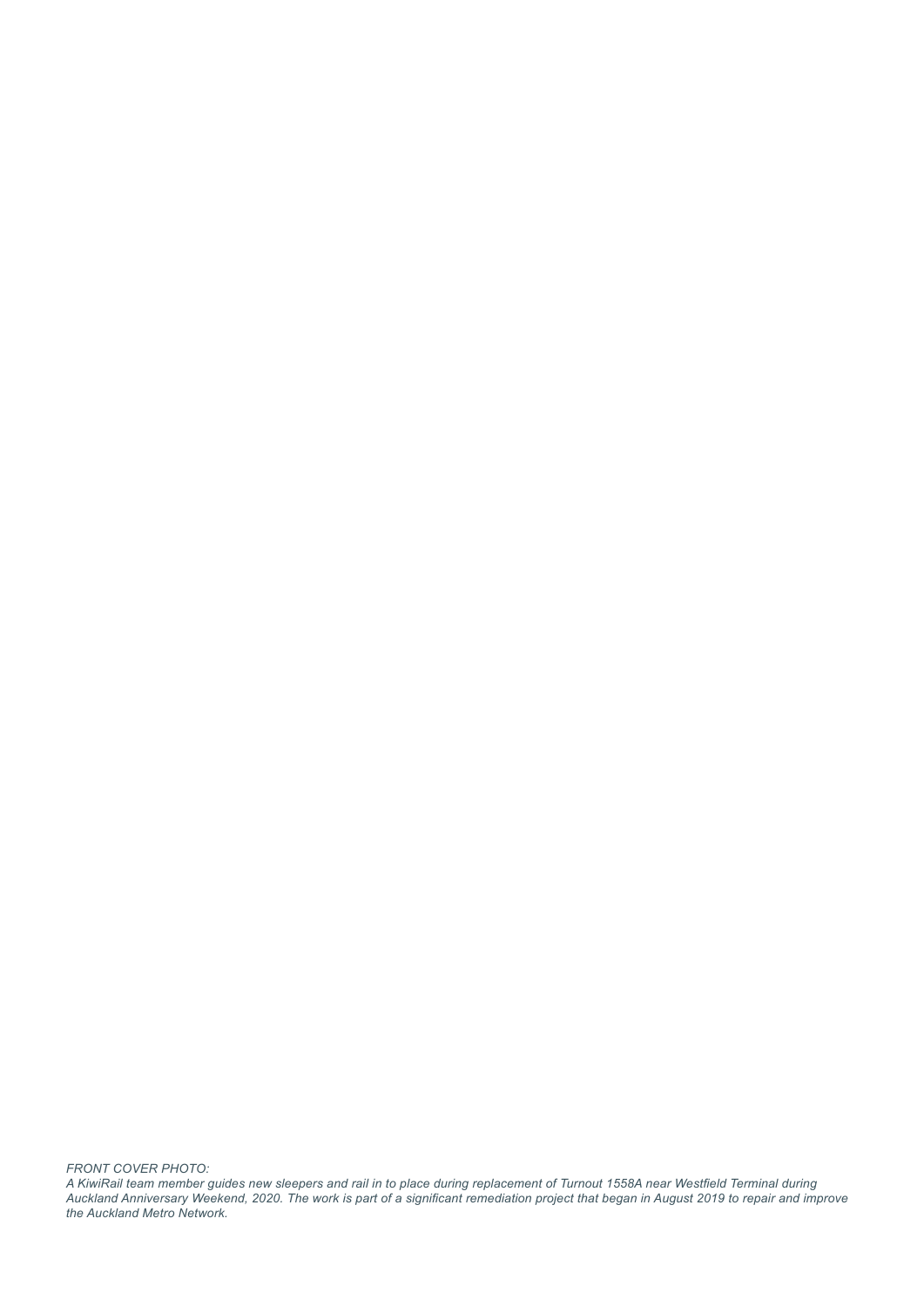*FRONT COVER PHOTO:*
*A KiwiRail team member guides new sleepers and rail in to place during replacement of Turnout 1558A near Westfield Terminal during Auckland Anniversary Weekend, 2020. The work is part of a significant remediation project that began in August 2019 to repair and improve the Auckland Metro Network.*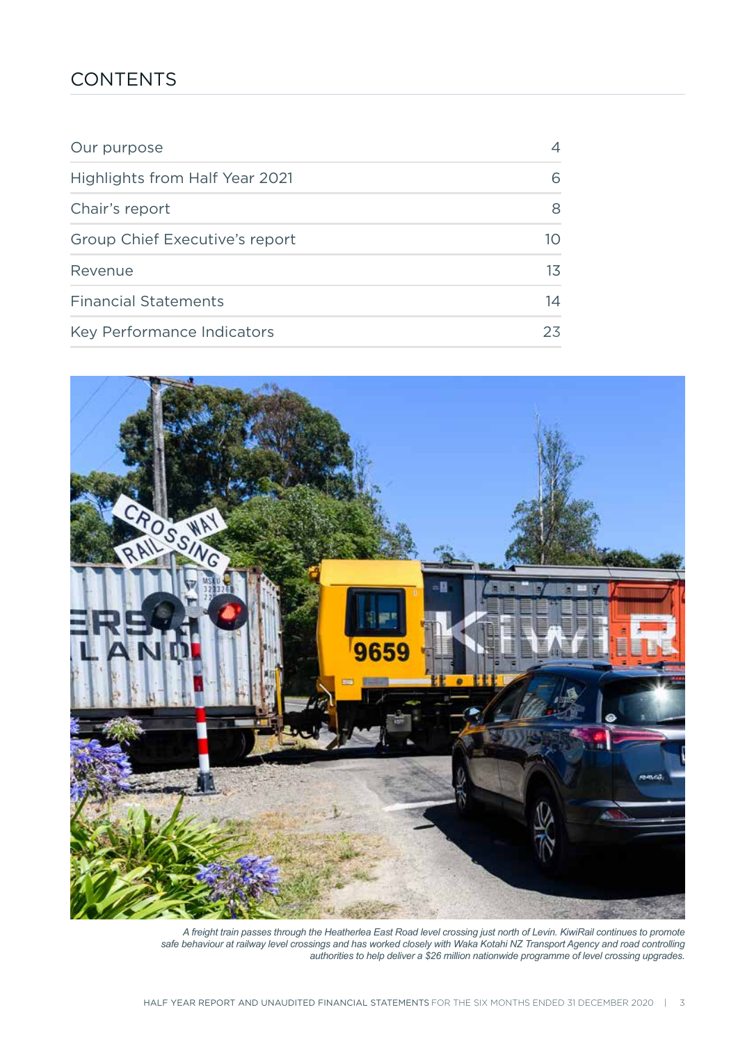# CONTENTS

| | |
|---|---|
| Our purpose | 4 |
| Highlights from Half Year 2021 | 6 |
| Chair's report | 8 |
| Group Chief Executive's report | 10 |
| Revenue | 13 |
| Financial Statements | 14 |
| Key Performance Indicators | 23 |

*A freight train passes through the Heatherlea East Road level crossing just north of Levin. KiwiRail continues to promote safe behaviour at railway level crossings and has worked closely with Waka Kotahi NZ Transport Agency and road controlling authorities to help deliver a $26 million nationwide programme of level crossing upgrades.*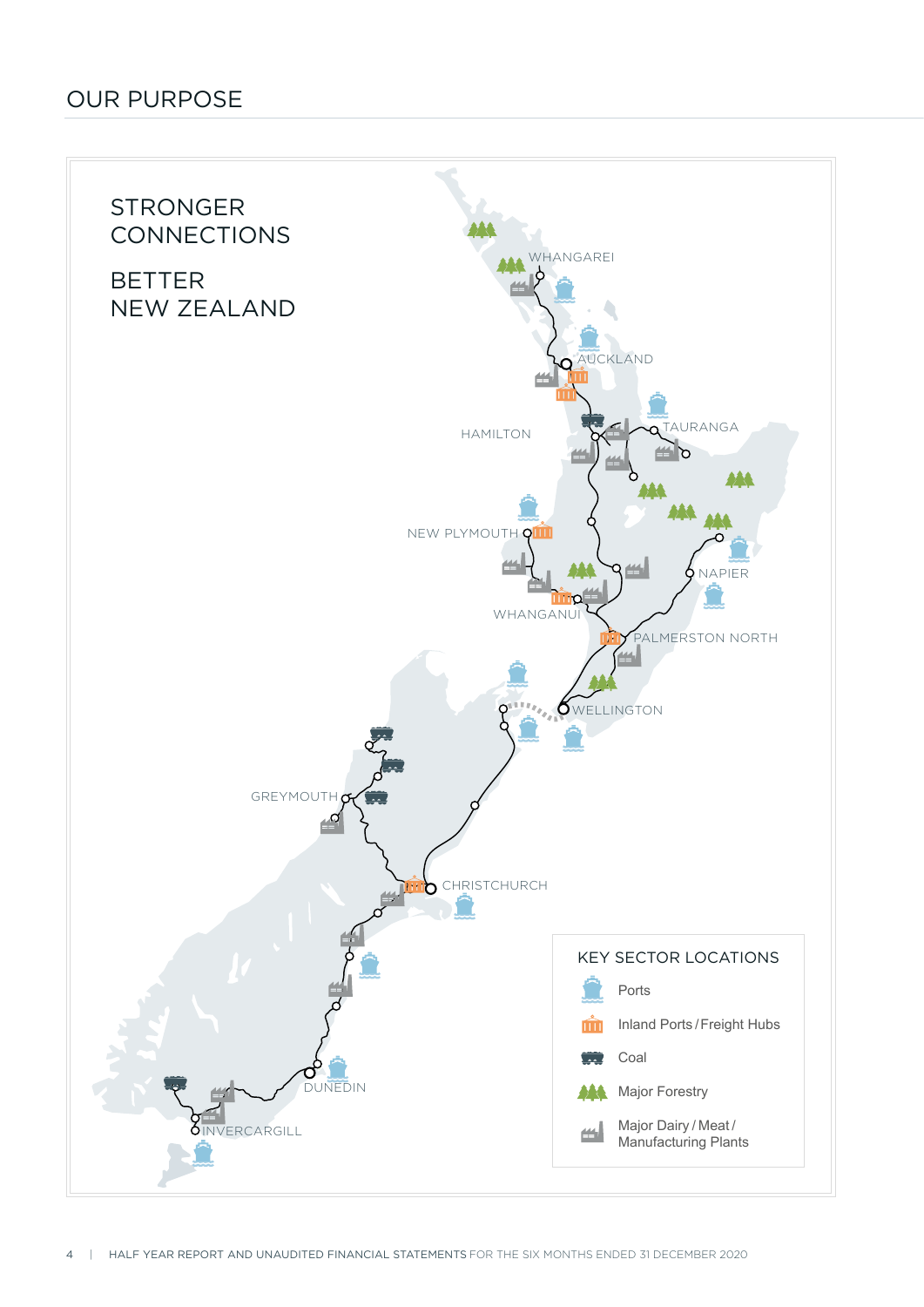# OUR PURPOSE

## STRONGER CONNECTIONS

## BETTER NEW ZEALAND

WHANGAREI

AUCKLAND

HAMILTON

TAURANGA

NEW PLYMOUTH

NAPIER

WHANGANUI

PALMERSTON NORTH

WELLINGTON

GREYMOUTH

CHRISTCHURCH

DUNEDIN

INVERCARGILL

### KEY SECTOR LOCATIONS

- Ports
- Inland Ports / Freight Hubs
- Coal
- Major Forestry
- Major Dairy / Meat / Manufacturing Plants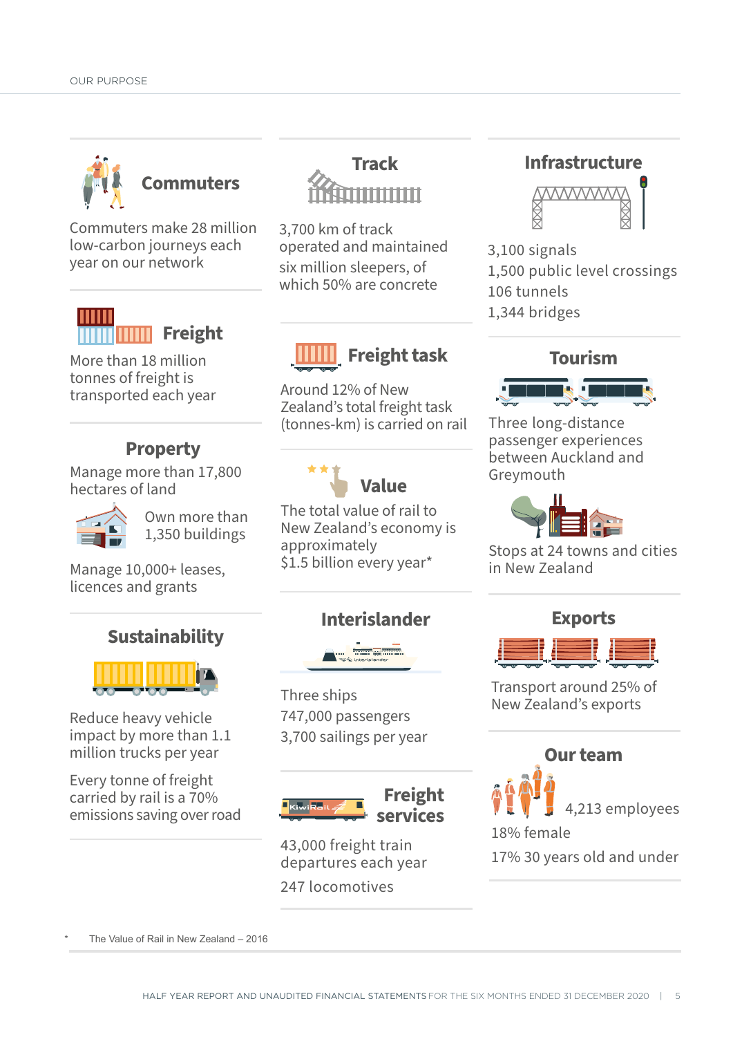## OUR PURPOSE

### Commuters

Commuters make 28 million low-carbon journeys each year on our network

### Freight

More than 18 million tonnes of freight is transported each year

### Property

Manage more than 17,800 hectares of land

Own more than 1,350 buildings

Manage 10,000+ leases, licences and grants

### Sustainability

Reduce heavy vehicle impact by more than 1.1 million trucks per year

Every tonne of freight carried by rail is a 70% emissions saving over road

### Track

3,700 km of track operated and maintained

six million sleepers, of which 50% are concrete

### Freight task

Around 12% of New Zealand's total freight task (tonnes-km) is carried on rail

### Value

The total value of rail to New Zealand's economy is approximately $1.5 billion every year*

### Interislander

Three ships

747,000 passengers

3,700 sailings per year

### Freight services

43,000 freight train departures each year

247 locomotives

### Infrastructure

3,100 signals

1,500 public level crossings

106 tunnels

1,344 bridges

### Tourism

Three long-distance passenger experiences between Auckland and Greymouth

Stops at 24 towns and cities in New Zealand

### Exports

Transport around 25% of New Zealand's exports

### Our team

4,213 employees

18% female

17% 30 years old and under

\* The Value of Rail in New Zealand – 2016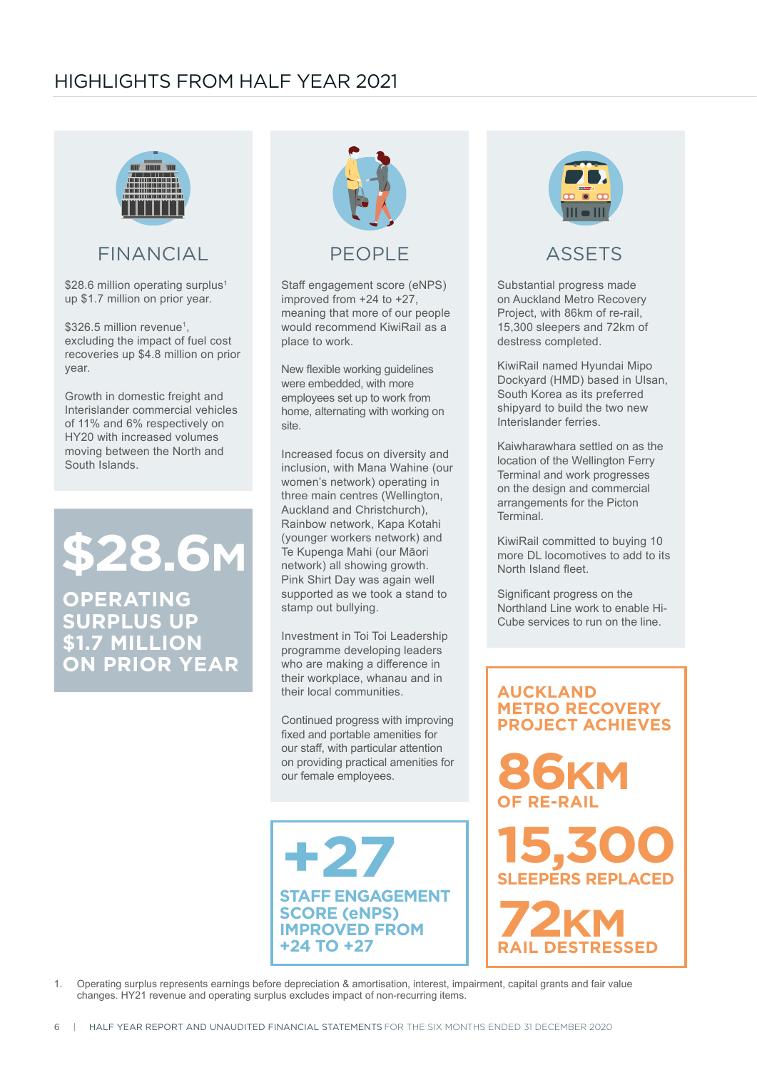# HIGHLIGHTS FROM HALF YEAR 2021

## FINANCIAL

$28.6 million operating surplus[1] up $1.7 million on prior year.

$326.5 million revenue[1], excluding the impact of fuel cost recoveries up $4.8 million on prior year.

Growth in domestic freight and Interislander commercial vehicles of 11% and 6% respectively on HY20 with increased volumes moving between the North and South Islands.

**$28.6M**

**OPERATING SURPLUS UP $1.7 MILLION ON PRIOR YEAR**

## PEOPLE

Staff engagement score (eNPS) improved from +24 to +27, meaning that more of our people would recommend KiwiRail as a place to work.

New flexible working guidelines were embedded, with more employees set up to work from home, alternating with working on site.

Increased focus on diversity and inclusion, with Mana Wahine (our women's network) operating in three main centres (Wellington, Auckland and Christchurch), Rainbow network, Kapa Kotahi (younger workers network) and Te Kupenga Mahi (our Māori network) all showing growth. Pink Shirt Day was again well supported as we took a stand to stamp out bullying.

Investment in Toi Toi Leadership programme developing leaders who are making a difference in their workplace, whanau and in their local communities.

Continued progress with improving fixed and portable amenities for our staff, with particular attention on providing practical amenities for our female employees.

**+27**

**STAFF ENGAGEMENT SCORE (eNPS) IMPROVED FROM +24 TO +27**

## ASSETS

Substantial progress made on Auckland Metro Recovery Project, with 86km of re-rail, 15,300 sleepers and 72km of destress completed.

KiwiRail named Hyundai Mipo Dockyard (HMD) based in Ulsan, South Korea as its preferred shipyard to build the two new Interislander ferries.

Kaiwharawhara settled on as the location of the Wellington Ferry Terminal and work progresses on the design and commercial arrangements for the Picton Terminal.

KiwiRail committed to buying 10 more DL locomotives to add to its North Island fleet.

Significant progress on the Northland Line work to enable Hi-Cube services to run on the line.

**AUCKLAND METRO RECOVERY PROJECT ACHIEVES**

**86KM** OF RE-RAIL

**15,300** SLEEPERS REPLACED

**72KM** RAIL DESTRESSED

1. Operating surplus represents earnings before depreciation & amortisation, interest, impairment, capital grants and fair value changes. HY21 revenue and operating surplus excludes impact of non-recurring items.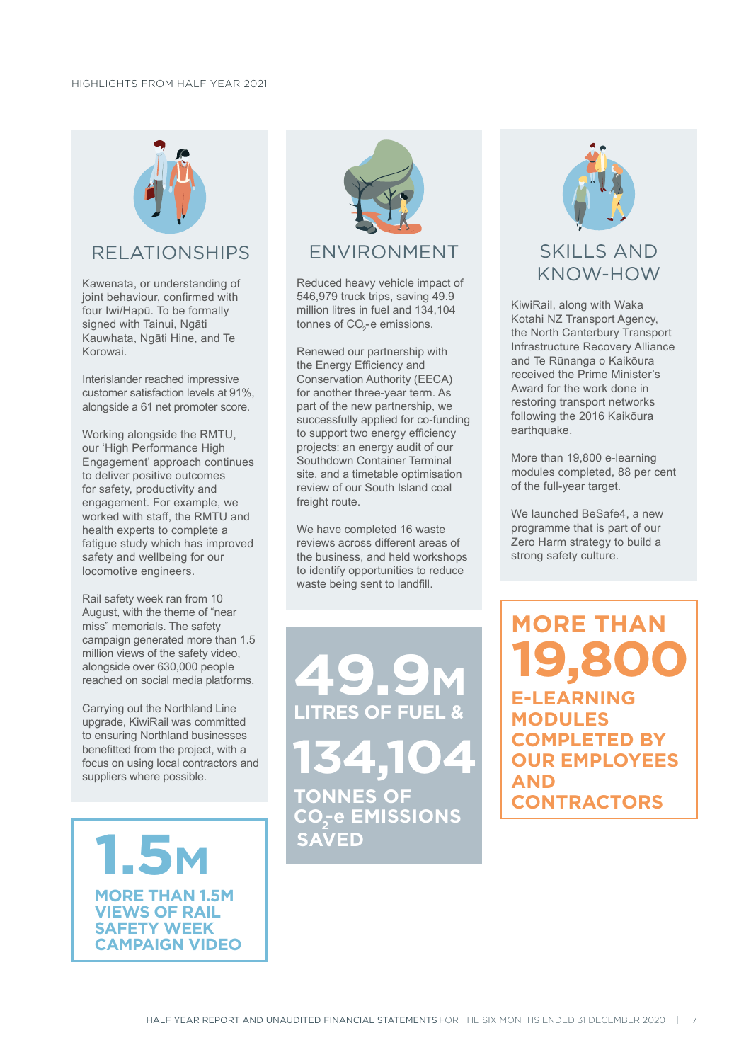# HIGHLIGHTS FROM HALF YEAR 2021

## RELATIONSHIPS

Kawenata, or understanding of joint behaviour, confirmed with four Iwi/Hapū. To be formally signed with Tainui, Ngāti Kauwhata, Ngāti Hine, and Te Korowai.

Interislander reached impressive customer satisfaction levels at 91%, alongside a 61 net promoter score.

Working alongside the RMTU, our 'High Performance High Engagement' approach continues to deliver positive outcomes for safety, productivity and engagement. For example, we worked with staff, the RMTU and health experts to complete a fatigue study which has improved safety and wellbeing for our locomotive engineers.

Rail safety week ran from 10 August, with the theme of "near miss" memorials. The safety campaign generated more than 1.5 million views of the safety video, alongside over 630,000 people reached on social media platforms.

Carrying out the Northland Line upgrade, KiwiRail was committed to ensuring Northland businesses benefitted from the project, with a focus on using local contractors and suppliers where possible.

**1.5M**

**MORE THAN 1.5M VIEWS OF RAIL SAFETY WEEK CAMPAIGN VIDEO**

## ENVIRONMENT

Reduced heavy vehicle impact of 546,979 truck trips, saving 49.9 million litres in fuel and 134,104 tonnes of $CO_2$-e emissions.

Renewed our partnership with the Energy Efficiency and Conservation Authority (EECA) for another three-year term. As part of the new partnership, we successfully applied for co-funding to support two energy efficiency projects: an energy audit of our Southdown Container Terminal site, and a timetable optimisation review of our South Island coal freight route.

We have completed 16 waste reviews across different areas of the business, and held workshops to identify opportunities to reduce waste being sent to landfill.

**49.9M**

**LITRES OF FUEL &**

**134,104**

**TONNES OF $CO_2$-e EMISSIONS SAVED**

## SKILLS AND KNOW-HOW

KiwiRail, along with Waka Kotahi NZ Transport Agency, the North Canterbury Transport Infrastructure Recovery Alliance and Te Rūnanga o Kaikōura received the Prime Minister's Award for the work done in restoring transport networks following the 2016 Kaikōura earthquake.

More than 19,800 e-learning modules completed, 88 per cent of the full-year target.

We launched BeSafe4, a new programme that is part of our Zero Harm strategy to build a strong safety culture.

**MORE THAN**

**19,800**

**E-LEARNING MODULES COMPLETED BY OUR EMPLOYEES AND CONTRACTORS**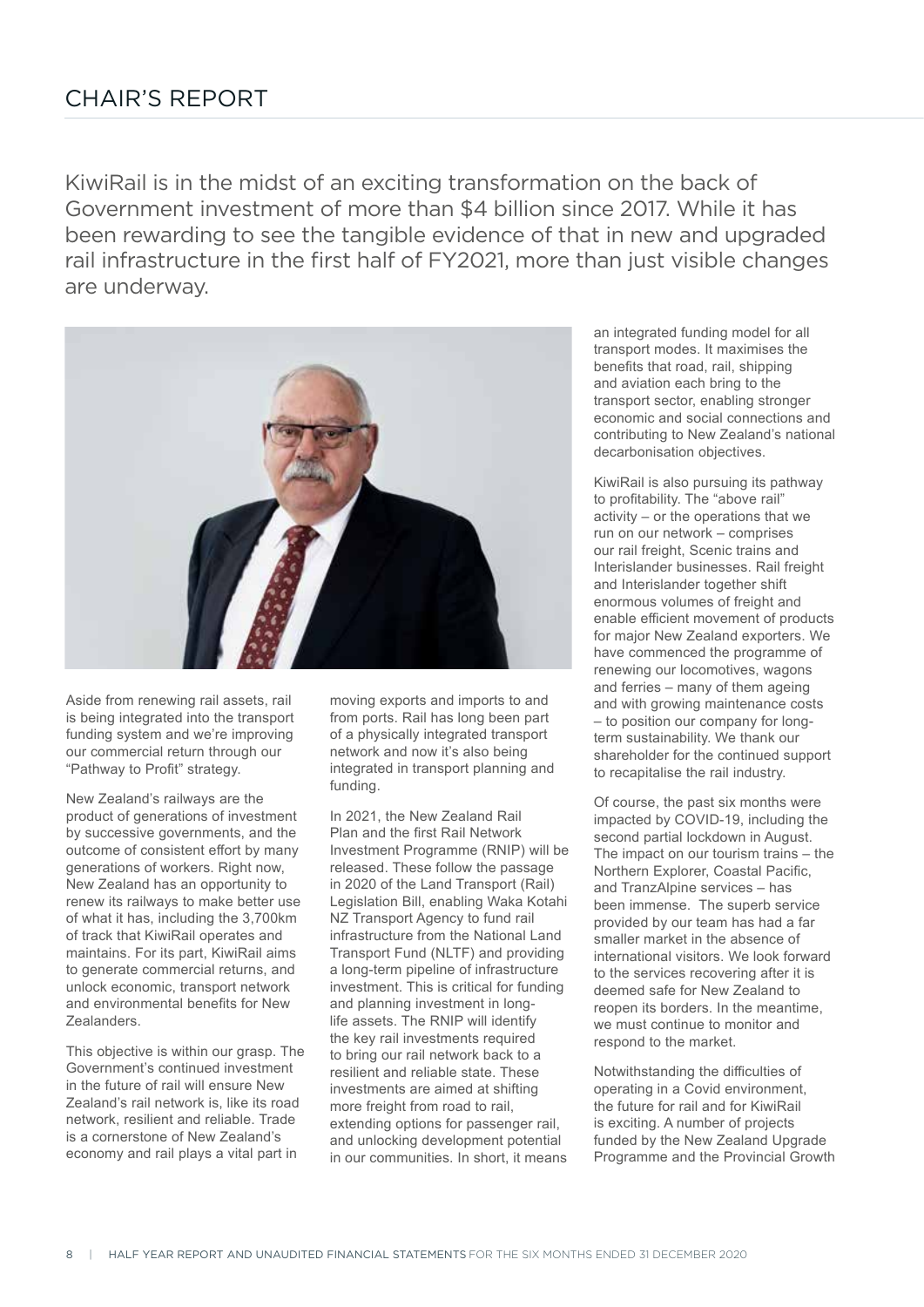# CHAIR'S REPORT

KiwiRail is in the midst of an exciting transformation on the back of Government investment of more than $4 billion since 2017. While it has been rewarding to see the tangible evidence of that in new and upgraded rail infrastructure in the first half of FY2021, more than just visible changes are underway.

Aside from renewing rail assets, rail is being integrated into the transport funding system and we're improving our commercial return through our "Pathway to Profit" strategy.

New Zealand's railways are the product of generations of investment by successive governments, and the outcome of consistent effort by many generations of workers. Right now, New Zealand has an opportunity to renew its railways to make better use of what it has, including the 3,700km of track that KiwiRail operates and maintains. For its part, KiwiRail aims to generate commercial returns, and unlock economic, transport network and environmental benefits for New Zealanders.

This objective is within our grasp. The Government's continued investment in the future of rail will ensure New Zealand's rail network is, like its road network, resilient and reliable. Trade is a cornerstone of New Zealand's economy and rail plays a vital part in moving exports and imports to and from ports. Rail has long been part of a physically integrated transport network and now it's also being integrated in transport planning and funding.

In 2021, the New Zealand Rail Plan and the first Rail Network Investment Programme (RNIP) will be released. These follow the passage in 2020 of the Land Transport (Rail) Legislation Bill, enabling Waka Kotahi NZ Transport Agency to fund rail infrastructure from the National Land Transport Fund (NLTF) and providing a long-term pipeline of infrastructure investment. This is critical for funding and planning investment in long-life assets. The RNIP will identify the key rail investments required to bring our rail network back to a resilient and reliable state. These investments are aimed at shifting more freight from road to rail, extending options for passenger rail, and unlocking development potential in our communities. In short, it means an integrated funding model for all transport modes. It maximises the benefits that road, rail, shipping and aviation each bring to the transport sector, enabling stronger economic and social connections and contributing to New Zealand's national decarbonisation objectives.

KiwiRail is also pursuing its pathway to profitability. The "above rail" activity – or the operations that we run on our network – comprises our rail freight, Scenic trains and Interislander businesses. Rail freight and Interislander together shift enormous volumes of freight and enable efficient movement of products for major New Zealand exporters. We have commenced the programme of renewing our locomotives, wagons and ferries – many of them ageing and with growing maintenance costs – to position our company for long-term sustainability. We thank our shareholder for the continued support to recapitalise the rail industry.

Of course, the past six months were impacted by COVID-19, including the second partial lockdown in August. The impact on our tourism trains – the Northern Explorer, Coastal Pacific, and TranzAlpine services – has been immense. The superb service provided by our team has had a far smaller market in the absence of international visitors. We look forward to the services recovering after it is deemed safe for New Zealand to reopen its borders. In the meantime, we must continue to monitor and respond to the market.

Notwithstanding the difficulties of operating in a Covid environment, the future for rail and for KiwiRail is exciting. A number of projects funded by the New Zealand Upgrade Programme and the Provincial Growth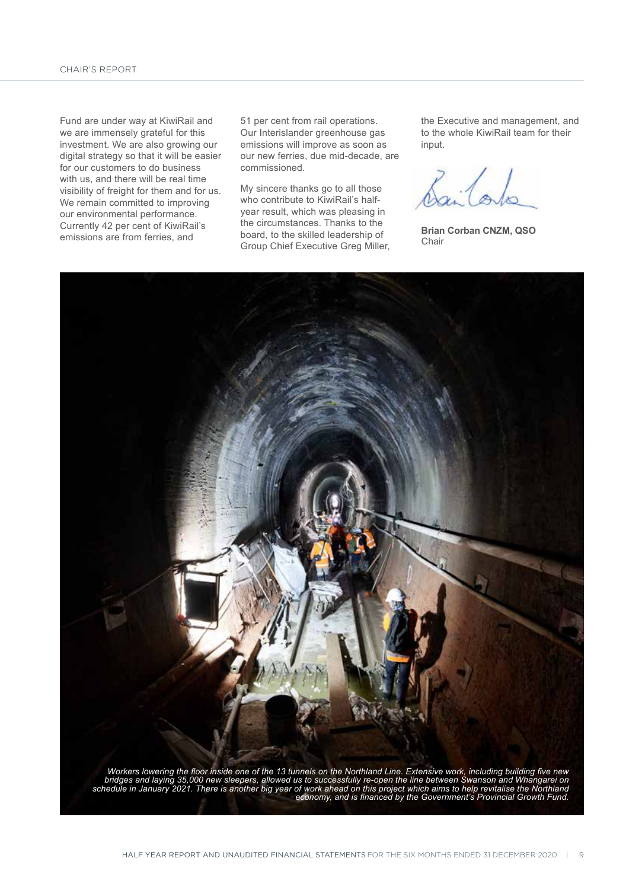Fund are under way at KiwiRail and we are immensely grateful for this investment. We are also growing our digital strategy so that it will be easier for our customers to do business with us, and there will be real time visibility of freight for them and for us. We remain committed to improving our environmental performance. Currently 42 per cent of KiwiRail's emissions are from ferries, and 51 per cent from rail operations. Our Interislander greenhouse gas emissions will improve as soon as our new ferries, due mid-decade, are commissioned.

My sincere thanks go to all those who contribute to KiwiRail's half-year result, which was pleasing in the circumstances. Thanks to the board, to the skilled leadership of Group Chief Executive Greg Miller, the Executive and management, and to the whole KiwiRail team for their input.

**Brian Corban CNZM, QSO**
Chair

*Workers lowering the floor inside one of the 13 tunnels on the Northland Line. Extensive work, including building five new bridges and laying 35,000 new sleepers, allowed us to successfully re-open the line between Swanson and Whangarei on schedule in January 2021. There is another big year of work ahead on this project which aims to help revitalise the Northland economy, and is financed by the Government's Provincial Growth Fund.*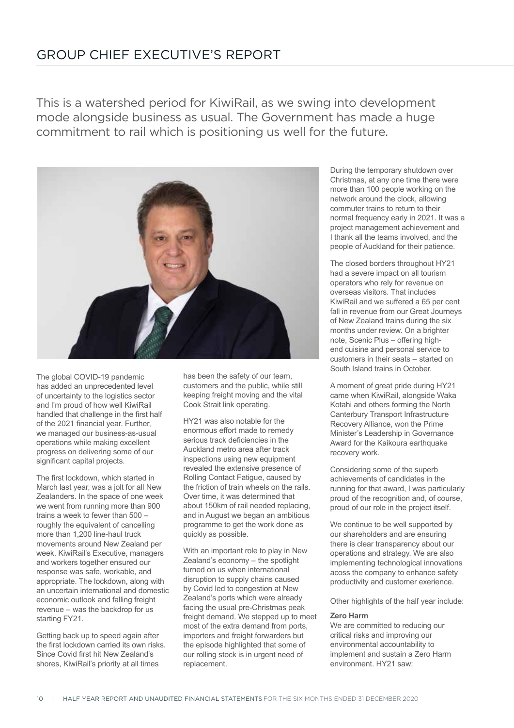# GROUP CHIEF EXECUTIVE'S REPORT

This is a watershed period for KiwiRail, as we swing into development mode alongside business as usual. The Government has made a huge commitment to rail which is positioning us well for the future.

The global COVID-19 pandemic has added an unprecedented level of uncertainty to the logistics sector and I'm proud of how well KiwiRail handled that challenge in the first half of the 2021 financial year. Further, we managed our business-as-usual operations while making excellent progress on delivering some of our significant capital projects.

The first lockdown, which started in March last year, was a jolt for all New Zealanders. In the space of one week we went from running more than 900 trains a week to fewer than 500 – roughly the equivalent of cancelling more than 1,200 line-haul truck movements around New Zealand per week. KiwiRail's Executive, managers and workers together ensured our response was safe, workable, and appropriate. The lockdown, along with an uncertain international and domestic economic outlook and falling freight revenue – was the backdrop for us starting FY21.

Getting back up to speed again after the first lockdown carried its own risks. Since Covid first hit New Zealand's shores, KiwiRail's priority at all times has been the safety of our team, customers and the public, while still keeping freight moving and the vital Cook Strait link operating.

HY21 was also notable for the enormous effort made to remedy serious track deficiencies in the Auckland metro area after track inspections using new equipment revealed the extensive presence of Rolling Contact Fatigue, caused by the friction of train wheels on the rails. Over time, it was determined that about 150km of rail needed replacing, and in August we began an ambitious programme to get the work done as quickly as possible.

With an important role to play in New Zealand's economy – the spotlight turned on us when international disruption to supply chains caused by Covid led to congestion at New Zealand's ports which were already facing the usual pre-Christmas peak freight demand. We stepped up to meet most of the extra demand from ports, importers and freight forwarders but the episode highlighted that some of our rolling stock is in urgent need of replacement.

During the temporary shutdown over Christmas, at any one time there were more than 100 people working on the network around the clock, allowing commuter trains to return to their normal frequency early in 2021. It was a project management achievement and I thank all the teams involved, and the people of Auckland for their patience.

The closed borders throughout HY21 had a severe impact on all tourism operators who rely for revenue on overseas visitors. That includes KiwiRail and we suffered a 65 per cent fall in revenue from our Great Journeys of New Zealand trains during the six months under review. On a brighter note, Scenic Plus – offering high-end cuisine and personal service to customers in their seats – started on South Island trains in October.

A moment of great pride during HY21 came when KiwiRail, alongside Waka Kotahi and others forming the North Canterbury Transport Infrastructure Recovery Alliance, won the Prime Minister's Leadership in Governance Award for the Kaikoura earthquake recovery work.

Considering some of the superb achievements of candidates in the running for that award, I was particularly proud of the recognition and, of course, proud of our role in the project itself.

We continue to be well supported by our shareholders and are ensuring there is clear transparency about our operations and strategy. We are also implementing technological innovations acoss the company to enhance safety productivity and customer exerience.

Other highlights of the half year include:

**Zero Harm**

We are committed to reducing our critical risks and improving our environmental accountability to implement and sustain a Zero Harm environment. HY21 saw: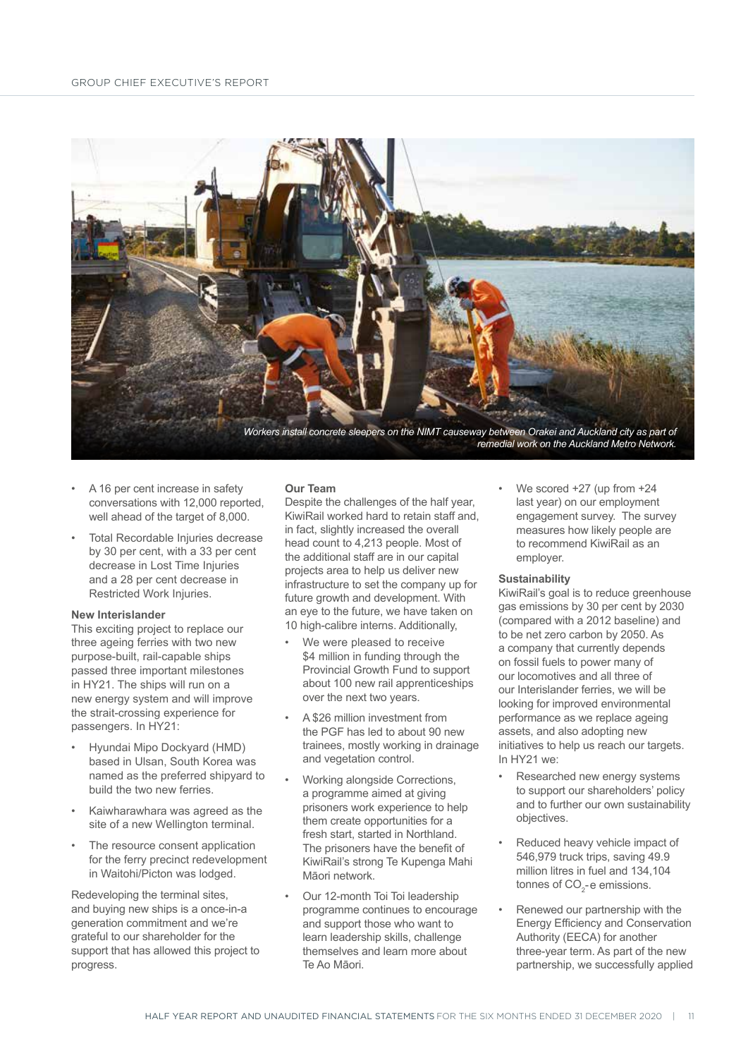*Workers install concrete sleepers on the NIMT causeway between Orakei and Auckland city as part of remedial work on the Auckland Metro Network.*

- A 16 per cent increase in safety conversations with 12,000 reported, well ahead of the target of 8,000.
- Total Recordable Injuries decrease by 30 per cent, with a 33 per cent decrease in Lost Time Injuries and a 28 per cent decrease in Restricted Work Injuries.

**New Interislander**

This exciting project to replace our three ageing ferries with two new purpose-built, rail-capable ships passed three important milestones in HY21. The ships will run on a new energy system and will improve the strait-crossing experience for passengers. In HY21:

- Hyundai Mipo Dockyard (HMD) based in Ulsan, South Korea was named as the preferred shipyard to build the two new ferries.
- Kaiwharawhara was agreed as the site of a new Wellington terminal.
- The resource consent application for the ferry precinct redevelopment in Waitohi/Picton was lodged.

Redeveloping the terminal sites, and buying new ships is a once-in-a generation commitment and we're grateful to our shareholder for the support that has allowed this project to progress.

**Our Team**

Despite the challenges of the half year, KiwiRail worked hard to retain staff and, in fact, slightly increased the overall head count to 4,213 people. Most of the additional staff are in our capital projects area to help us deliver new infrastructure to set the company up for future growth and development. With an eye to the future, we have taken on 10 high-calibre interns. Additionally,

- We were pleased to receive $4 million in funding through the Provincial Growth Fund to support about 100 new rail apprenticeships over the next two years.
- A $26 million investment from the PGF has led to about 90 new trainees, mostly working in drainage and vegetation control.
- Working alongside Corrections, a programme aimed at giving prisoners work experience to help them create opportunities for a fresh start, started in Northland. The prisoners have the benefit of KiwiRail's strong Te Kupenga Mahi Māori network.
- Our 12-month Toi Toi leadership programme continues to encourage and support those who want to learn leadership skills, challenge themselves and learn more about Te Ao Māori.
- We scored +27 (up from +24 last year) on our employment engagement survey. The survey measures how likely people are to recommend KiwiRail as an employer.

**Sustainability**

KiwiRail's goal is to reduce greenhouse gas emissions by 30 per cent by 2030 (compared with a 2012 baseline) and to be net zero carbon by 2050. As a company that currently depends on fossil fuels to power many of our locomotives and all three of our Interislander ferries, we will be looking for improved environmental performance as we replace ageing assets, and also adopting new initiatives to help us reach our targets. In HY21 we:

- Researched new energy systems to support our shareholders' policy and to further our own sustainability objectives.
- Reduced heavy vehicle impact of 546,979 truck trips, saving 49.9 million litres in fuel and 134,104 tonnes of $CO_2$-e emissions.
- Renewed our partnership with the Energy Efficiency and Conservation Authority (EECA) for another three-year term. As part of the new partnership, we successfully applied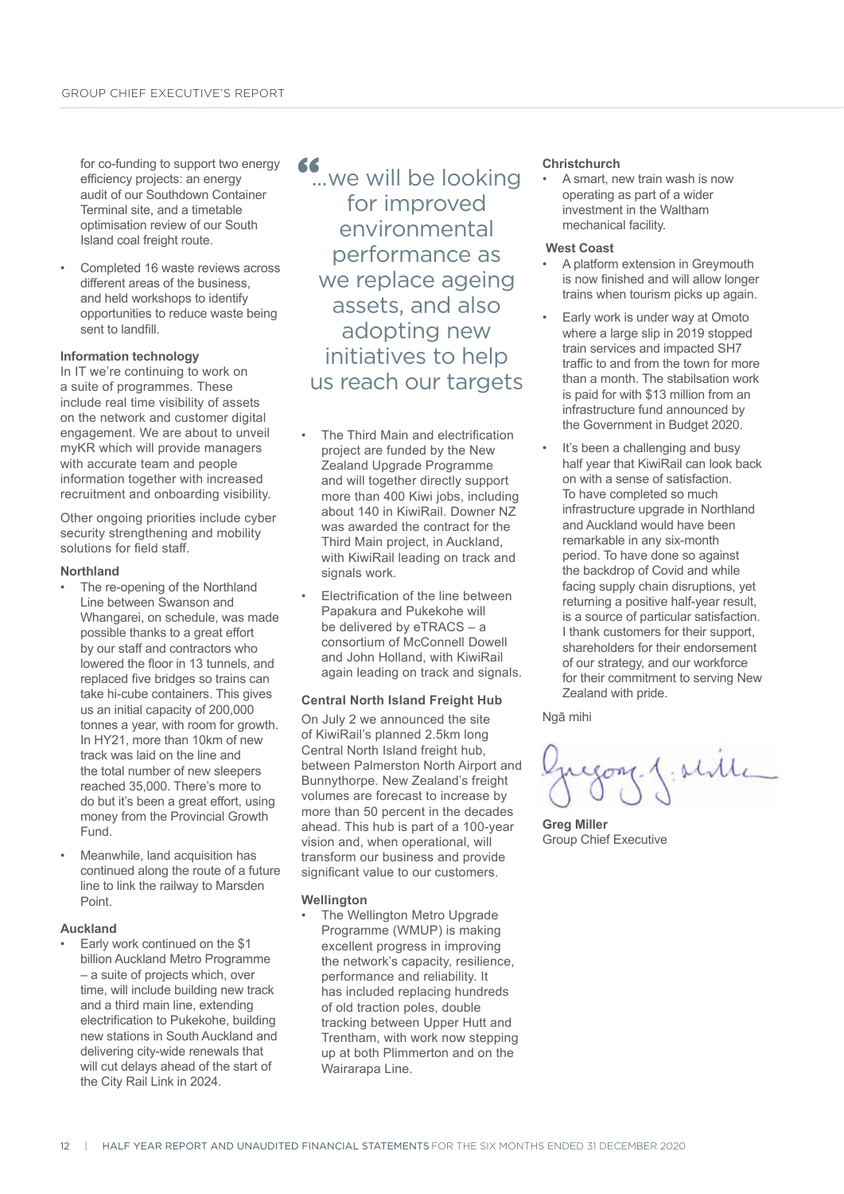for co-funding to support two energy efficiency projects: an energy audit of our Southdown Container Terminal site, and a timetable optimisation review of our South Island coal freight route.

- Completed 16 waste reviews across different areas of the business, and held workshops to identify opportunities to reduce waste being sent to landfill.

**Information technology**

In IT we're continuing to work on a suite of programmes. These include real time visibility of assets on the network and customer digital engagement. We are about to unveil myKR which will provide managers with accurate team and people information together with increased recruitment and onboarding visibility.

Other ongoing priorities include cyber security strengthening and mobility solutions for field staff.

**Northland**

- The re-opening of the Northland Line between Swanson and Whangarei, on schedule, was made possible thanks to a great effort by our staff and contractors who lowered the floor in 13 tunnels, and replaced five bridges so trains can take hi-cube containers. This gives us an initial capacity of 200,000 tonnes a year, with room for growth. In HY21, more than 10km of new track was laid on the line and the total number of new sleepers reached 35,000. There's more to do but it's been a great effort, using money from the Provincial Growth Fund.
- Meanwhile, land acquisition has continued along the route of a future line to link the railway to Marsden Point.

**Auckland**

- Early work continued on the $1 billion Auckland Metro Programme – a suite of projects which, over time, will include building new track and a third main line, extending electrification to Pukekohe, building new stations in South Auckland and delivering city-wide renewals that will cut delays ahead of the start of the City Rail Link in 2024.

> "...we will be looking for improved environmental performance as we replace ageing assets, and also adopting new initiatives to help us reach our targets

- The Third Main and electrification project are funded by the New Zealand Upgrade Programme and will together directly support more than 400 Kiwi jobs, including about 140 in KiwiRail. Downer NZ was awarded the contract for the Third Main project, in Auckland, with KiwiRail leading on track and signals work.
- Electrification of the line between Papakura and Pukekohe will be delivered by eTRACS – a consortium of McConnell Dowell and John Holland, with KiwiRail again leading on track and signals.

**Central North Island Freight Hub**

On July 2 we announced the site of KiwiRail's planned 2.5km long Central North Island freight hub, between Palmerston North Airport and Bunnythorpe. New Zealand's freight volumes are forecast to increase by more than 50 percent in the decades ahead. This hub is part of a 100-year vision and, when operational, will transform our business and provide significant value to our customers.

**Wellington**

- The Wellington Metro Upgrade Programme (WMUP) is making excellent progress in improving the network's capacity, resilience, performance and reliability. It has included replacing hundreds of old traction poles, double tracking between Upper Hutt and Trentham, with work now stepping up at both Plimmerton and on the Wairarapa Line.

**Christchurch**

- A smart, new train wash is now operating as part of a wider investment in the Waltham mechanical facility.

**West Coast**

- A platform extension in Greymouth is now finished and will allow longer trains when tourism picks up again.
- Early work is under way at Omoto where a large slip in 2019 stopped train services and impacted SH7 traffic to and from the town for more than a month. The stabilsation work is paid for with $13 million from an infrastructure fund announced by the Government in Budget 2020.
- It's been a challenging and busy half year that KiwiRail can look back on with a sense of satisfaction. To have completed so much infrastructure upgrade in Northland and Auckland would have been remarkable in any six-month period. To have done so against the backdrop of Covid and while facing supply chain disruptions, yet returning a positive half-year result, is a source of particular satisfaction. I thank customers for their support, shareholders for their endorsement of our strategy, and our workforce for their commitment to serving New Zealand with pride.

Ngā mihi

**Greg Miller**
Group Chief Executive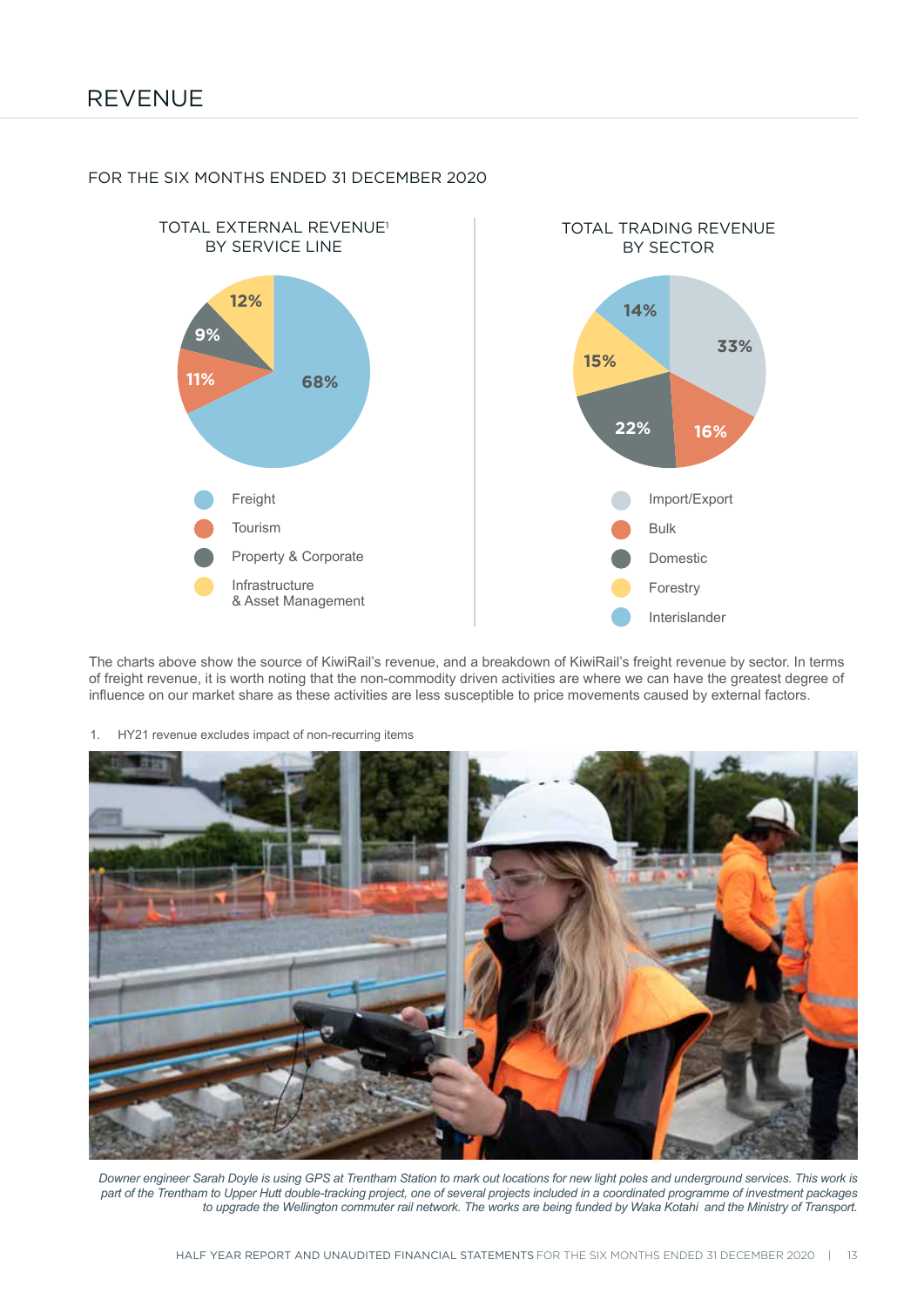# REVENUE

## FOR THE SIX MONTHS ENDED 31 DECEMBER 2020

### TOTAL EXTERNAL REVENUE[1] BY SERVICE LINE

| Service line | % |
|---|---|
| Freight | 68% |
| Tourism | 11% |
| Property & Corporate | 9% |
| Infrastructure & Asset Management | 12% |

### TOTAL TRADING REVENUE BY SECTOR

| Sector | % |
|---|---|
| Import/Export | 33% |
| Bulk | 16% |
| Domestic | 22% |
| Forestry | 15% |
| Interislander | 14% |

The charts above show the source of KiwiRail's revenue, and a breakdown of KiwiRail's freight revenue by sector. In terms of freight revenue, it is worth noting that the non-commodity driven activities are where we can have the greatest degree of influence on our market share as these activities are less susceptible to price movements caused by external factors.

1. HY21 revenue excludes impact of non-recurring items

*Downer engineer Sarah Doyle is using GPS at Trentham Station to mark out locations for new light poles and underground services. This work is part of the Trentham to Upper Hutt double-tracking project, one of several projects included in a coordinated programme of investment packages to upgrade the Wellington commuter rail network. The works are being funded by Waka Kotahi and the Ministry of Transport.*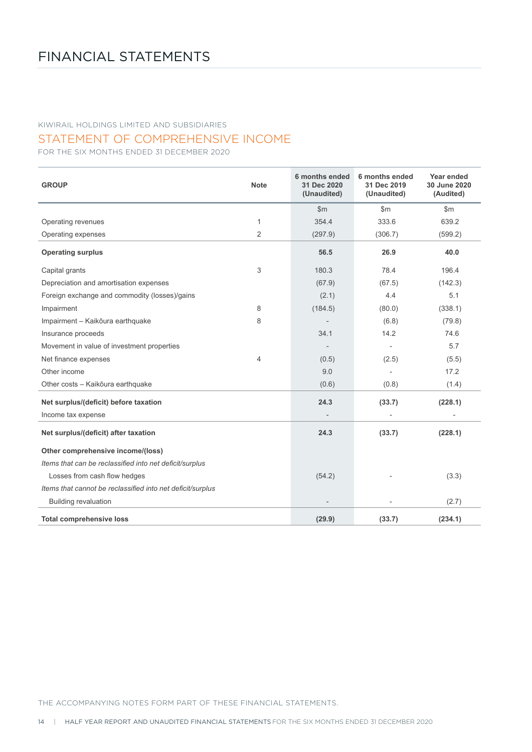# FINANCIAL STATEMENTS

KIWIRAIL HOLDINGS LIMITED AND SUBSIDIARIES

## STATEMENT OF COMPREHENSIVE INCOME

FOR THE SIX MONTHS ENDED 31 DECEMBER 2020

| GROUP | Note | 6 months ended 31 Dec 2020 (Unaudited) | 6 months ended 31 Dec 2019 (Unaudited) | Year ended 30 June 2020 (Audited) |
|---|---|---|---|---|
| | | $m | $m | $m |
| Operating revenues | 1 | 354.4 | 333.6 | 639.2 |
| Operating expenses | 2 | (297.9) | (306.7) | (599.2) |
| **Operating surplus** | | **56.5** | **26.9** | **40.0** |
| Capital grants | 3 | 180.3 | 78.4 | 196.4 |
| Depreciation and amortisation expenses | | (67.9) | (67.5) | (142.3) |
| Foreign exchange and commodity (losses)/gains | | (2.1) | 4.4 | 5.1 |
| Impairment | 8 | (184.5) | (80.0) | (338.1) |
| Impairment – Kaikōura earthquake | 8 | - | (6.8) | (79.8) |
| Insurance proceeds | | 34.1 | 14.2 | 74.6 |
| Movement in value of investment properties | | - | - | 5.7 |
| Net finance expenses | 4 | (0.5) | (2.5) | (5.5) |
| Other income | | 9.0 | - | 17.2 |
| Other costs – Kaikōura earthquake | | (0.6) | (0.8) | (1.4) |
| **Net surplus/(deficit) before taxation** | | **24.3** | **(33.7)** | **(228.1)** |
| Income tax expense | | - | - | - |
| **Net surplus/(deficit) after taxation** | | **24.3** | **(33.7)** | **(228.1)** |
| **Other comprehensive income/(loss)** | | | | |
| *Items that can be reclassified into net deficit/surplus* | | | | |
| Losses from cash flow hedges | | (54.2) | - | (3.3) |
| *Items that cannot be reclassified into net deficit/surplus* | | | | |
| Building revaluation | | - | - | (2.7) |
| **Total comprehensive loss** | | **(29.9)** | **(33.7)** | **(234.1)** |

THE ACCOMPANYING NOTES FORM PART OF THESE FINANCIAL STATEMENTS.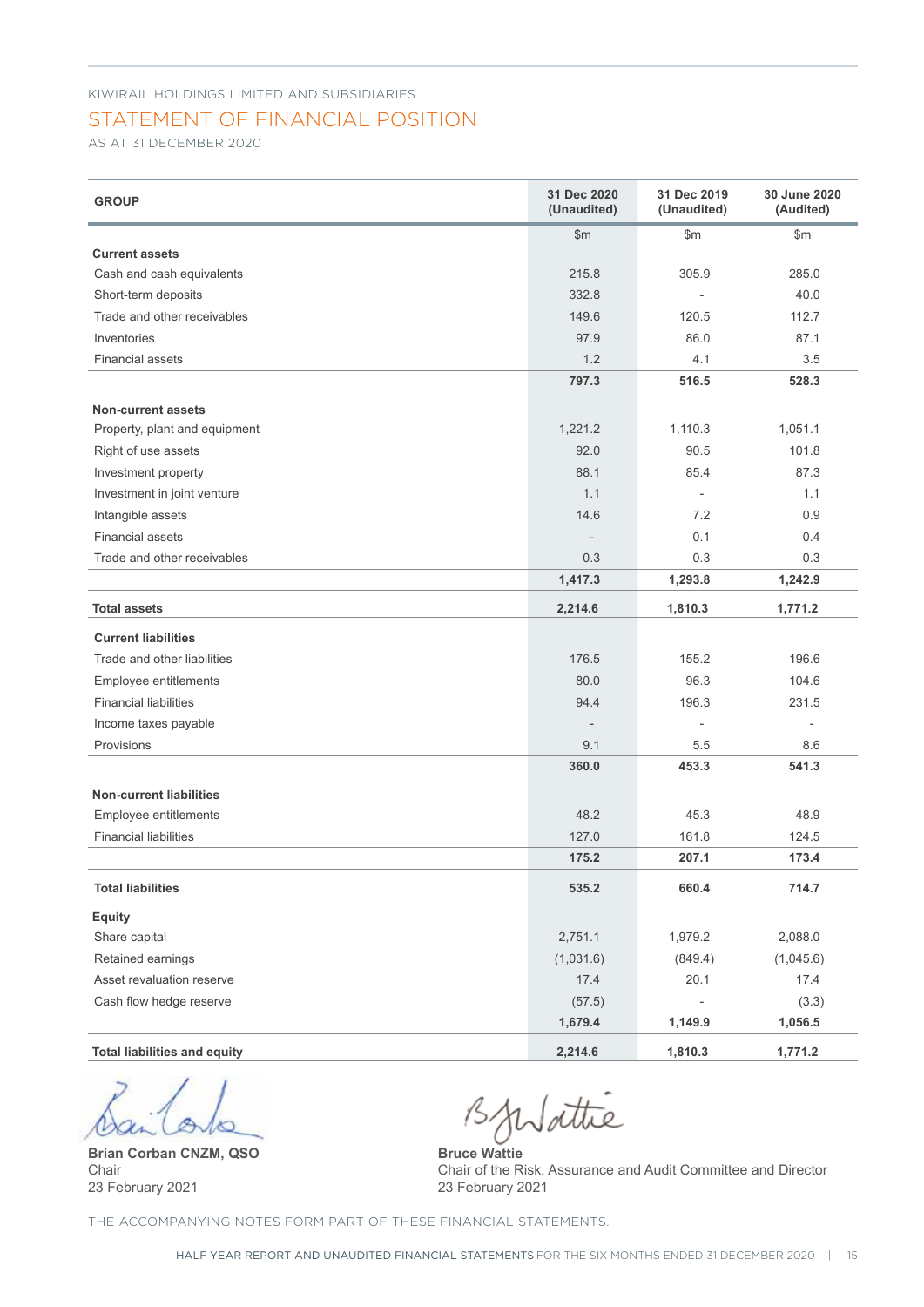KIWIRAIL HOLDINGS LIMITED AND SUBSIDIARIES

# STATEMENT OF FINANCIAL POSITION

AS AT 31 DECEMBER 2020

| GROUP | 31 Dec 2020 (Unaudited) | 31 Dec 2019 (Unaudited) | 30 June 2020 (Audited) |
|---|---|---|---|
| | $m | $m | $m |
| **Current assets** | | | |
| Cash and cash equivalents | 215.8 | 305.9 | 285.0 |
| Short-term deposits | 332.8 | - | 40.0 |
| Trade and other receivables | 149.6 | 120.5 | 112.7 |
| Inventories | 97.9 | 86.0 | 87.1 |
| Financial assets | 1.2 | 4.1 | 3.5 |
| | **797.3** | **516.5** | **528.3** |
| **Non-current assets** | | | |
| Property, plant and equipment | 1,221.2 | 1,110.3 | 1,051.1 |
| Right of use assets | 92.0 | 90.5 | 101.8 |
| Investment property | 88.1 | 85.4 | 87.3 |
| Investment in joint venture | 1.1 | - | 1.1 |
| Intangible assets | 14.6 | 7.2 | 0.9 |
| Financial assets | - | 0.1 | 0.4 |
| Trade and other receivables | 0.3 | 0.3 | 0.3 |
| | **1,417.3** | **1,293.8** | **1,242.9** |
| **Total assets** | **2,214.6** | **1,810.3** | **1,771.2** |
| **Current liabilities** | | | |
| Trade and other liabilities | 176.5 | 155.2 | 196.6 |
| Employee entitlements | 80.0 | 96.3 | 104.6 |
| Financial liabilities | 94.4 | 196.3 | 231.5 |
| Income taxes payable | - | - | - |
| Provisions | 9.1 | 5.5 | 8.6 |
| | **360.0** | **453.3** | **541.3** |
| **Non-current liabilities** | | | |
| Employee entitlements | 48.2 | 45.3 | 48.9 |
| Financial liabilities | 127.0 | 161.8 | 124.5 |
| | **175.2** | **207.1** | **173.4** |
| **Total liabilities** | **535.2** | **660.4** | **714.7** |
| **Equity** | | | |
| Share capital | 2,751.1 | 1,979.2 | 2,088.0 |
| Retained earnings | (1,031.6) | (849.4) | (1,045.6) |
| Asset revaluation reserve | 17.4 | 20.1 | 17.4 |
| Cash flow hedge reserve | (57.5) | - | (3.3) |
| | **1,679.4** | **1,149.9** | **1,056.5** |
| **Total liabilities and equity** | **2,214.6** | **1,810.3** | **1,771.2** |

**Brian Corban CNZM, QSO**
Chair
23 February 2021

**Bruce Wattie**
Chair of the Risk, Assurance and Audit Committee and Director
23 February 2021

THE ACCOMPANYING NOTES FORM PART OF THESE FINANCIAL STATEMENTS.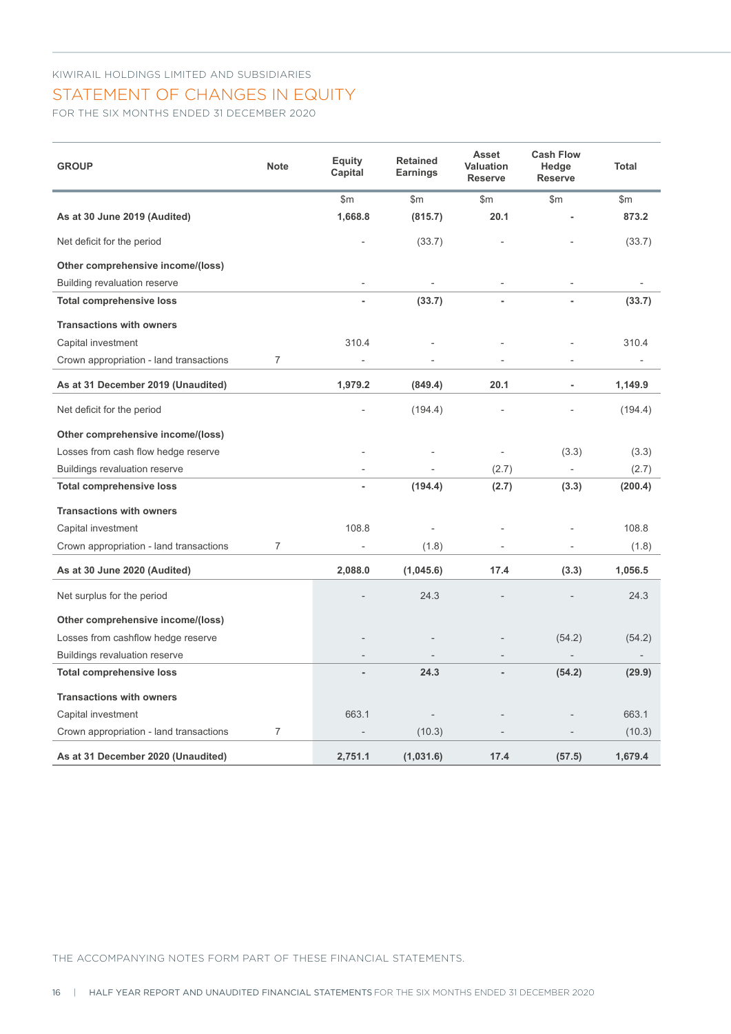KIWIRAIL HOLDINGS LIMITED AND SUBSIDIARIES

# STATEMENT OF CHANGES IN EQUITY

FOR THE SIX MONTHS ENDED 31 DECEMBER 2020

| GROUP | Note | Equity Capital | Retained Earnings | Asset Valuation Reserve | Cash Flow Hedge Reserve | Total |
|---|---|---|---|---|---|---|
| | | $m | $m | $m | $m | $m |
| **As at 30 June 2019 (Audited)** | | **1,668.8** | **(815.7)** | **20.1** | **-** | **873.2** |
| Net deficit for the period | | - | (33.7) | - | - | (33.7) |
| **Other comprehensive income/(loss)** | | | | | | |
| Building revaluation reserve | | - | - | - | - | - |
| **Total comprehensive loss** | | **-** | **(33.7)** | **-** | **-** | **(33.7)** |
| **Transactions with owners** | | | | | | |
| Capital investment | | 310.4 | - | - | - | 310.4 |
| Crown appropriation - land transactions | 7 | - | - | - | - | - |
| **As at 31 December 2019 (Unaudited)** | | **1,979.2** | **(849.4)** | **20.1** | **-** | **1,149.9** |
| Net deficit for the period | | - | (194.4) | - | - | (194.4) |
| **Other comprehensive income/(loss)** | | | | | | |
| Losses from cash flow hedge reserve | | - | - | - | (3.3) | (3.3) |
| Buildings revaluation reserve | | - | - | (2.7) | - | (2.7) |
| **Total comprehensive loss** | | **-** | **(194.4)** | **(2.7)** | **(3.3)** | **(200.4)** |
| **Transactions with owners** | | | | | | |
| Capital investment | | 108.8 | - | - | - | 108.8 |
| Crown appropriation - land transactions | 7 | - | (1.8) | - | - | (1.8) |
| **As at 30 June 2020 (Audited)** | | **2,088.0** | **(1,045.6)** | **17.4** | **(3.3)** | **1,056.5** |
| Net surplus for the period | | - | 24.3 | - | - | 24.3 |
| **Other comprehensive income/(loss)** | | | | | | |
| Losses from cashflow hedge reserve | | - | - | - | (54.2) | (54.2) |
| Buildings revaluation reserve | | - | - | - | - | - |
| **Total comprehensive loss** | | **-** | **24.3** | **-** | **(54.2)** | **(29.9)** |
| **Transactions with owners** | | | | | | |
| Capital investment | | 663.1 | - | - | - | 663.1 |
| Crown appropriation - land transactions | 7 | - | (10.3) | - | - | (10.3) |
| **As at 31 December 2020 (Unaudited)** | | **2,751.1** | **(1,031.6)** | **17.4** | **(57.5)** | **1,679.4** |

THE ACCOMPANYING NOTES FORM PART OF THESE FINANCIAL STATEMENTS.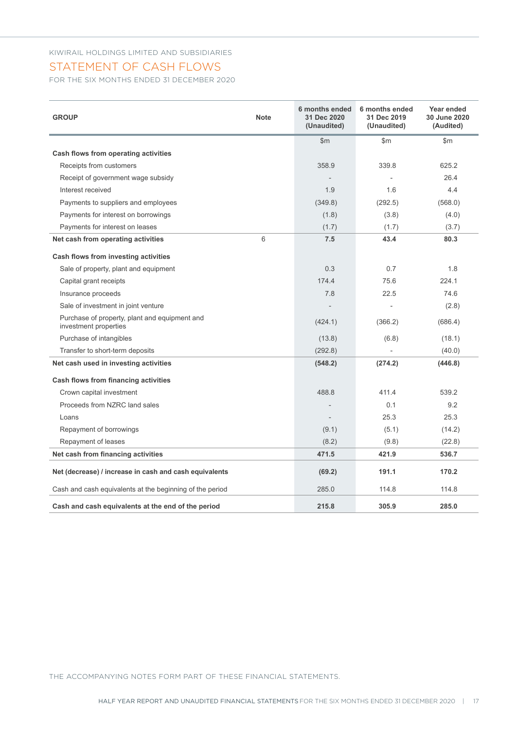KIWIRAIL HOLDINGS LIMITED AND SUBSIDIARIES

# STATEMENT OF CASH FLOWS

FOR THE SIX MONTHS ENDED 31 DECEMBER 2020

| GROUP | Note | 6 months ended 31 Dec 2020 (Unaudited) | 6 months ended 31 Dec 2019 (Unaudited) | Year ended 30 June 2020 (Audited) |
|---|---|---|---|---|
| | | $m | $m | $m |
| **Cash flows from operating activities** | | | | |
| Receipts from customers | | 358.9 | 339.8 | 625.2 |
| Receipt of government wage subsidy | | - | - | 26.4 |
| Interest received | | 1.9 | 1.6 | 4.4 |
| Payments to suppliers and employees | | (349.8) | (292.5) | (568.0) |
| Payments for interest on borrowings | | (1.8) | (3.8) | (4.0) |
| Payments for interest on leases | | (1.7) | (1.7) | (3.7) |
| **Net cash from operating activities** | 6 | **7.5** | **43.4** | **80.3** |
| **Cash flows from investing activities** | | | | |
| Sale of property, plant and equipment | | 0.3 | 0.7 | 1.8 |
| Capital grant receipts | | 174.4 | 75.6 | 224.1 |
| Insurance proceeds | | 7.8 | 22.5 | 74.6 |
| Sale of investment in joint venture | | - | - | (2.8) |
| Purchase of property, plant and equipment and investment properties | | (424.1) | (366.2) | (686.4) |
| Purchase of intangibles | | (13.8) | (6.8) | (18.1) |
| Transfer to short-term deposits | | (292.8) | - | (40.0) |
| **Net cash used in investing activities** | | **(548.2)** | **(274.2)** | **(446.8)** |
| **Cash flows from financing activities** | | | | |
| Crown capital investment | | 488.8 | 411.4 | 539.2 |
| Proceeds from NZRC land sales | | - | 0.1 | 9.2 |
| Loans | | - | 25.3 | 25.3 |
| Repayment of borrowings | | (9.1) | (5.1) | (14.2) |
| Repayment of leases | | (8.2) | (9.8) | (22.8) |
| **Net cash from financing activities** | | **471.5** | **421.9** | **536.7** |
| **Net (decrease) / increase in cash and cash equivalents** | | **(69.2)** | **191.1** | **170.2** |
| Cash and cash equivalents at the beginning of the period | | 285.0 | 114.8 | 114.8 |
| **Cash and cash equivalents at the end of the period** | | **215.8** | **305.9** | **285.0** |

THE ACCOMPANYING NOTES FORM PART OF THESE FINANCIAL STATEMENTS.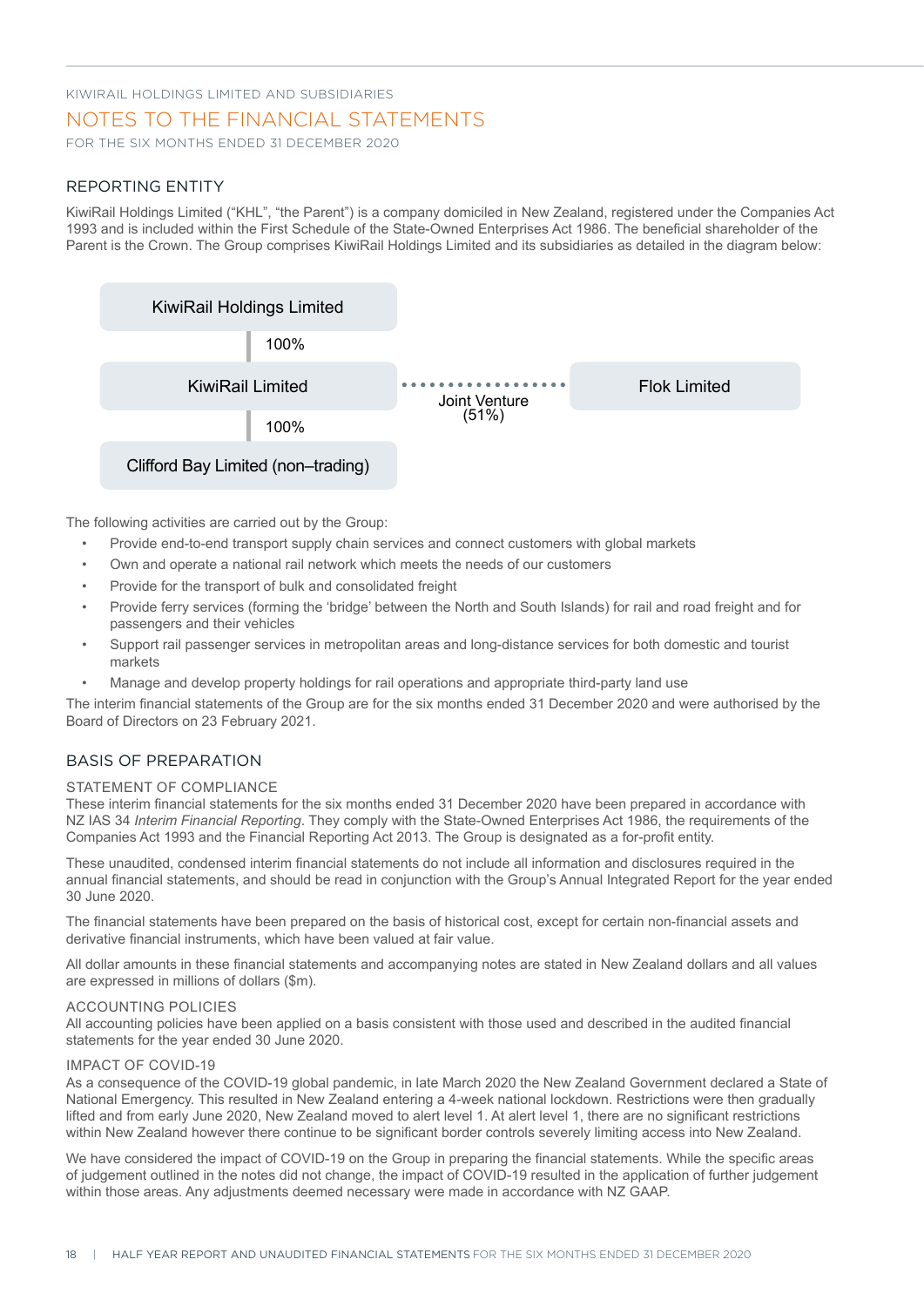KIWIRAIL HOLDINGS LIMITED AND SUBSIDIARIES

# NOTES TO THE FINANCIAL STATEMENTS

FOR THE SIX MONTHS ENDED 31 DECEMBER 2020

## REPORTING ENTITY

KiwiRail Holdings Limited ("KHL", "the Parent") is a company domiciled in New Zealand, registered under the Companies Act 1993 and is included within the First Schedule of the State-Owned Enterprises Act 1986. The beneficial shareholder of the Parent is the Crown. The Group comprises KiwiRail Holdings Limited and its subsidiaries as detailed in the diagram below:

KiwiRail Holdings Limited

100%

KiwiRail Limited — Joint Venture (51%) — Flok Limited

100%

Clifford Bay Limited (non–trading)

The following activities are carried out by the Group:

- Provide end-to-end transport supply chain services and connect customers with global markets
- Own and operate a national rail network which meets the needs of our customers
- Provide for the transport of bulk and consolidated freight
- Provide ferry services (forming the 'bridge' between the North and South Islands) for rail and road freight and for passengers and their vehicles
- Support rail passenger services in metropolitan areas and long-distance services for both domestic and tourist markets
- Manage and develop property holdings for rail operations and appropriate third-party land use

The interim financial statements of the Group are for the six months ended 31 December 2020 and were authorised by the Board of Directors on 23 February 2021.

## BASIS OF PREPARATION

### STATEMENT OF COMPLIANCE

These interim financial statements for the six months ended 31 December 2020 have been prepared in accordance with NZ IAS 34 *Interim Financial Reporting*. They comply with the State-Owned Enterprises Act 1986, the requirements of the Companies Act 1993 and the Financial Reporting Act 2013. The Group is designated as a for-profit entity.

These unaudited, condensed interim financial statements do not include all information and disclosures required in the annual financial statements, and should be read in conjunction with the Group's Annual Integrated Report for the year ended 30 June 2020.

The financial statements have been prepared on the basis of historical cost, except for certain non-financial assets and derivative financial instruments, which have been valued at fair value.

All dollar amounts in these financial statements and accompanying notes are stated in New Zealand dollars and all values are expressed in millions of dollars ($m).

### ACCOUNTING POLICIES

All accounting policies have been applied on a basis consistent with those used and described in the audited financial statements for the year ended 30 June 2020.

### IMPACT OF COVID-19

As a consequence of the COVID-19 global pandemic, in late March 2020 the New Zealand Government declared a State of National Emergency. This resulted in New Zealand entering a 4-week national lockdown. Restrictions were then gradually lifted and from early June 2020, New Zealand moved to alert level 1. At alert level 1, there are no significant restrictions within New Zealand however there continue to be significant border controls severely limiting access into New Zealand.

We have considered the impact of COVID-19 on the Group in preparing the financial statements. While the specific areas of judgement outlined in the notes did not change, the impact of COVID-19 resulted in the application of further judgement within those areas. Any adjustments deemed necessary were made in accordance with NZ GAAP.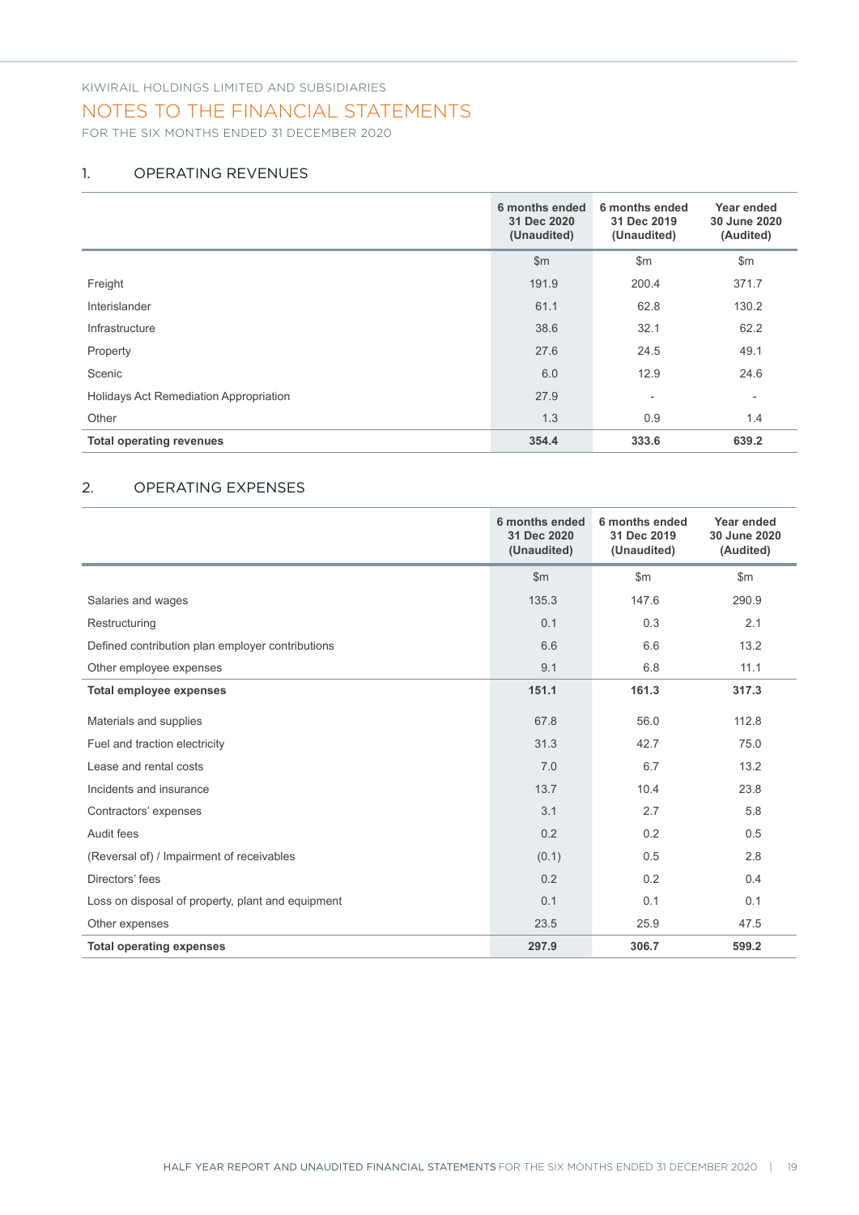KIWIRAIL HOLDINGS LIMITED AND SUBSIDIARIES

# NOTES TO THE FINANCIAL STATEMENTS

FOR THE SIX MONTHS ENDED 31 DECEMBER 2020

## 1. OPERATING REVENUES

| | 6 months ended 31 Dec 2020 (Unaudited) | 6 months ended 31 Dec 2019 (Unaudited) | Year ended 30 June 2020 (Audited) |
|---|---|---|---|
| | $m | $m | $m |
| Freight | 191.9 | 200.4 | 371.7 |
| Interislander | 61.1 | 62.8 | 130.2 |
| Infrastructure | 38.6 | 32.1 | 62.2 |
| Property | 27.6 | 24.5 | 49.1 |
| Scenic | 6.0 | 12.9 | 24.6 |
| Holidays Act Remediation Appropriation | 27.9 | - | - |
| Other | 1.3 | 0.9 | 1.4 |
| **Total operating revenues** | **354.4** | **333.6** | **639.2** |

## 2. OPERATING EXPENSES

| | 6 months ended 31 Dec 2020 (Unaudited) | 6 months ended 31 Dec 2019 (Unaudited) | Year ended 30 June 2020 (Audited) |
|---|---|---|---|
| | $m | $m | $m |
| Salaries and wages | 135.3 | 147.6 | 290.9 |
| Restructuring | 0.1 | 0.3 | 2.1 |
| Defined contribution plan employer contributions | 6.6 | 6.6 | 13.2 |
| Other employee expenses | 9.1 | 6.8 | 11.1 |
| **Total employee expenses** | **151.1** | **161.3** | **317.3** |
| Materials and supplies | 67.8 | 56.0 | 112.8 |
| Fuel and traction electricity | 31.3 | 42.7 | 75.0 |
| Lease and rental costs | 7.0 | 6.7 | 13.2 |
| Incidents and insurance | 13.7 | 10.4 | 23.8 |
| Contractors' expenses | 3.1 | 2.7 | 5.8 |
| Audit fees | 0.2 | 0.2 | 0.5 |
| (Reversal of) / Impairment of receivables | (0.1) | 0.5 | 2.8 |
| Directors' fees | 0.2 | 0.2 | 0.4 |
| Loss on disposal of property, plant and equipment | 0.1 | 0.1 | 0.1 |
| Other expenses | 23.5 | 25.9 | 47.5 |
| **Total operating expenses** | **297.9** | **306.7** | **599.2** |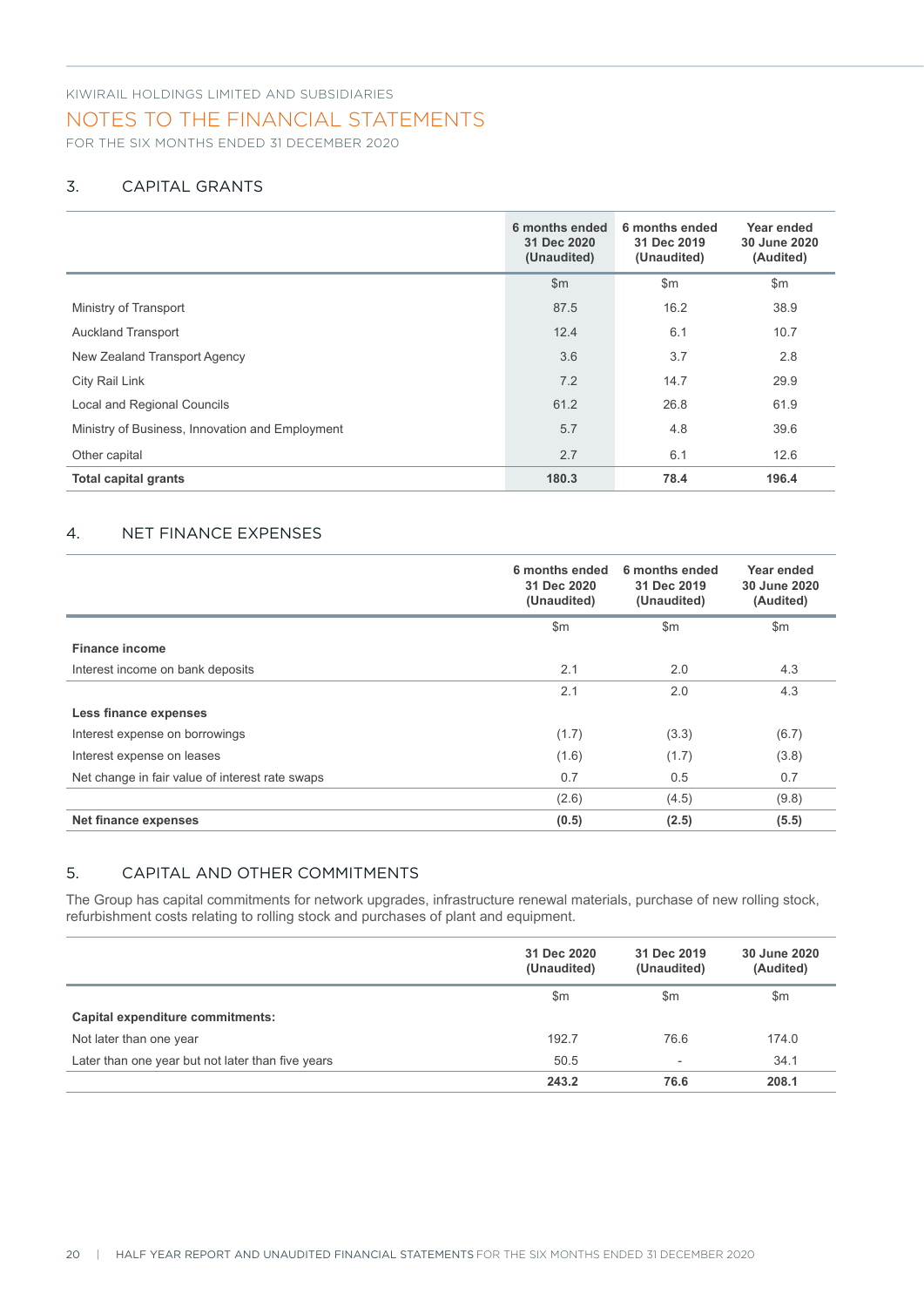KIWIRAIL HOLDINGS LIMITED AND SUBSIDIARIES

# NOTES TO THE FINANCIAL STATEMENTS

FOR THE SIX MONTHS ENDED 31 DECEMBER 2020

## 3. CAPITAL GRANTS

| | 6 months ended 31 Dec 2020 (Unaudited) | 6 months ended 31 Dec 2019 (Unaudited) | Year ended 30 June 2020 (Audited) |
|---|---|---|---|
| | $m | $m | $m |
| Ministry of Transport | 87.5 | 16.2 | 38.9 |
| Auckland Transport | 12.4 | 6.1 | 10.7 |
| New Zealand Transport Agency | 3.6 | 3.7 | 2.8 |
| City Rail Link | 7.2 | 14.7 | 29.9 |
| Local and Regional Councils | 61.2 | 26.8 | 61.9 |
| Ministry of Business, Innovation and Employment | 5.7 | 4.8 | 39.6 |
| Other capital | 2.7 | 6.1 | 12.6 |
| **Total capital grants** | **180.3** | **78.4** | **196.4** |

## 4. NET FINANCE EXPENSES

| | 6 months ended 31 Dec 2020 (Unaudited) | 6 months ended 31 Dec 2019 (Unaudited) | Year ended 30 June 2020 (Audited) |
|---|---|---|---|
| | $m | $m | $m |
| **Finance income** | | | |
| Interest income on bank deposits | 2.1 | 2.0 | 4.3 |
| | 2.1 | 2.0 | 4.3 |
| **Less finance expenses** | | | |
| Interest expense on borrowings | (1.7) | (3.3) | (6.7) |
| Interest expense on leases | (1.6) | (1.7) | (3.8) |
| Net change in fair value of interest rate swaps | 0.7 | 0.5 | 0.7 |
| | (2.6) | (4.5) | (9.8) |
| **Net finance expenses** | **(0.5)** | **(2.5)** | **(5.5)** |

## 5. CAPITAL AND OTHER COMMITMENTS

The Group has capital commitments for network upgrades, infrastructure renewal materials, purchase of new rolling stock, refurbishment costs relating to rolling stock and purchases of plant and equipment.

| | 31 Dec 2020 (Unaudited) | 31 Dec 2019 (Unaudited) | 30 June 2020 (Audited) |
|---|---|---|---|
| | $m | $m | $m |
| **Capital expenditure commitments:** | | | |
| Not later than one year | 192.7 | 76.6 | 174.0 |
| Later than one year but not later than five years | 50.5 | - | 34.1 |
| | **243.2** | **76.6** | **208.1** |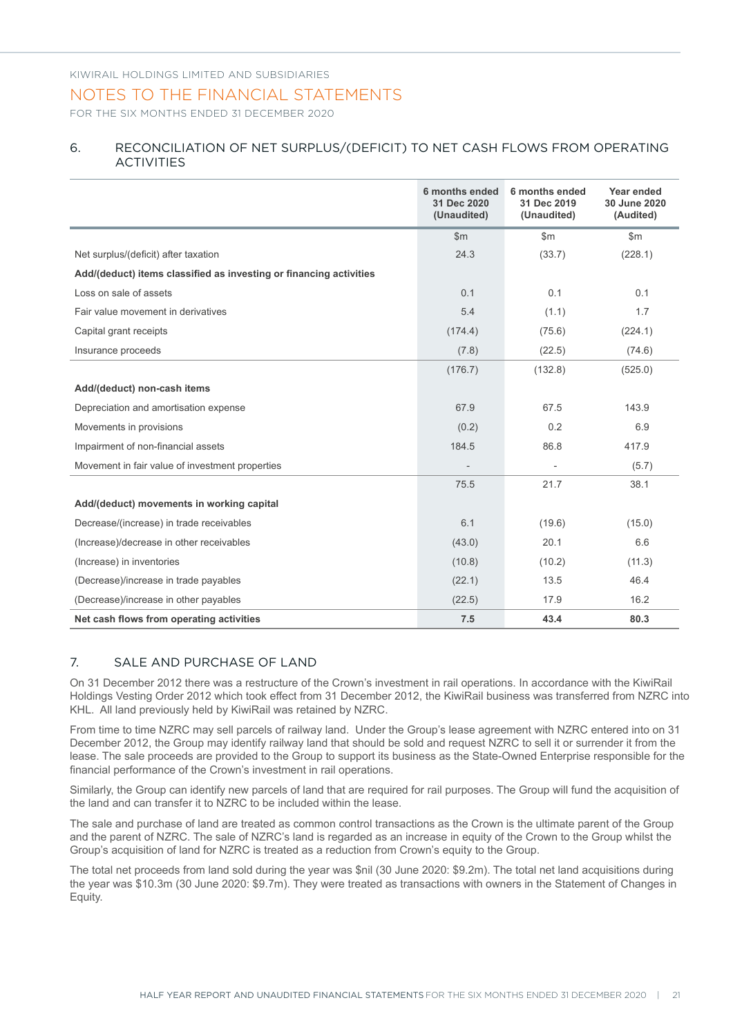KIWIRAIL HOLDINGS LIMITED AND SUBSIDIARIES

# NOTES TO THE FINANCIAL STATEMENTS

FOR THE SIX MONTHS ENDED 31 DECEMBER 2020

## 6. RECONCILIATION OF NET SURPLUS/(DEFICIT) TO NET CASH FLOWS FROM OPERATING ACTIVITIES

| | 6 months ended 31 Dec 2020 (Unaudited) | 6 months ended 31 Dec 2019 (Unaudited) | Year ended 30 June 2020 (Audited) |
|---|---|---|---|
| | $m | $m | $m |
| Net surplus/(deficit) after taxation | 24.3 | (33.7) | (228.1) |
| **Add/(deduct) items classified as investing or financing activities** | | | |
| Loss on sale of assets | 0.1 | 0.1 | 0.1 |
| Fair value movement in derivatives | 5.4 | (1.1) | 1.7 |
| Capital grant receipts | (174.4) | (75.6) | (224.1) |
| Insurance proceeds | (7.8) | (22.5) | (74.6) |
| | (176.7) | (132.8) | (525.0) |
| **Add/(deduct) non-cash items** | | | |
| Depreciation and amortisation expense | 67.9 | 67.5 | 143.9 |
| Movements in provisions | (0.2) | 0.2 | 6.9 |
| Impairment of non-financial assets | 184.5 | 86.8 | 417.9 |
| Movement in fair value of investment properties | - | - | (5.7) |
| | 75.5 | 21.7 | 38.1 |
| **Add/(deduct) movements in working capital** | | | |
| Decrease/(increase) in trade receivables | 6.1 | (19.6) | (15.0) |
| (Increase)/decrease in other receivables | (43.0) | 20.1 | 6.6 |
| (Increase) in inventories | (10.8) | (10.2) | (11.3) |
| (Decrease)/increase in trade payables | (22.1) | 13.5 | 46.4 |
| (Decrease)/increase in other payables | (22.5) | 17.9 | 16.2 |
| **Net cash flows from operating activities** | **7.5** | **43.4** | **80.3** |

## 7. SALE AND PURCHASE OF LAND

On 31 December 2012 there was a restructure of the Crown's investment in rail operations. In accordance with the KiwiRail Holdings Vesting Order 2012 which took effect from 31 December 2012, the KiwiRail business was transferred from NZRC into KHL. All land previously held by KiwiRail was retained by NZRC.

From time to time NZRC may sell parcels of railway land. Under the Group's lease agreement with NZRC entered into on 31 December 2012, the Group may identify railway land that should be sold and request NZRC to sell it or surrender it from the lease. The sale proceeds are provided to the Group to support its business as the State-Owned Enterprise responsible for the financial performance of the Crown's investment in rail operations.

Similarly, the Group can identify new parcels of land that are required for rail purposes. The Group will fund the acquisition of the land and can transfer it to NZRC to be included within the lease.

The sale and purchase of land are treated as common control transactions as the Crown is the ultimate parent of the Group and the parent of NZRC. The sale of NZRC's land is regarded as an increase in equity of the Crown to the Group whilst the Group's acquisition of land for NZRC is treated as a reduction from Crown's equity to the Group.

The total net proceeds from land sold during the year was $nil (30 June 2020: $9.2m). The total net land acquisitions during the year was $10.3m (30 June 2020: $9.7m). They were treated as transactions with owners in the Statement of Changes in Equity.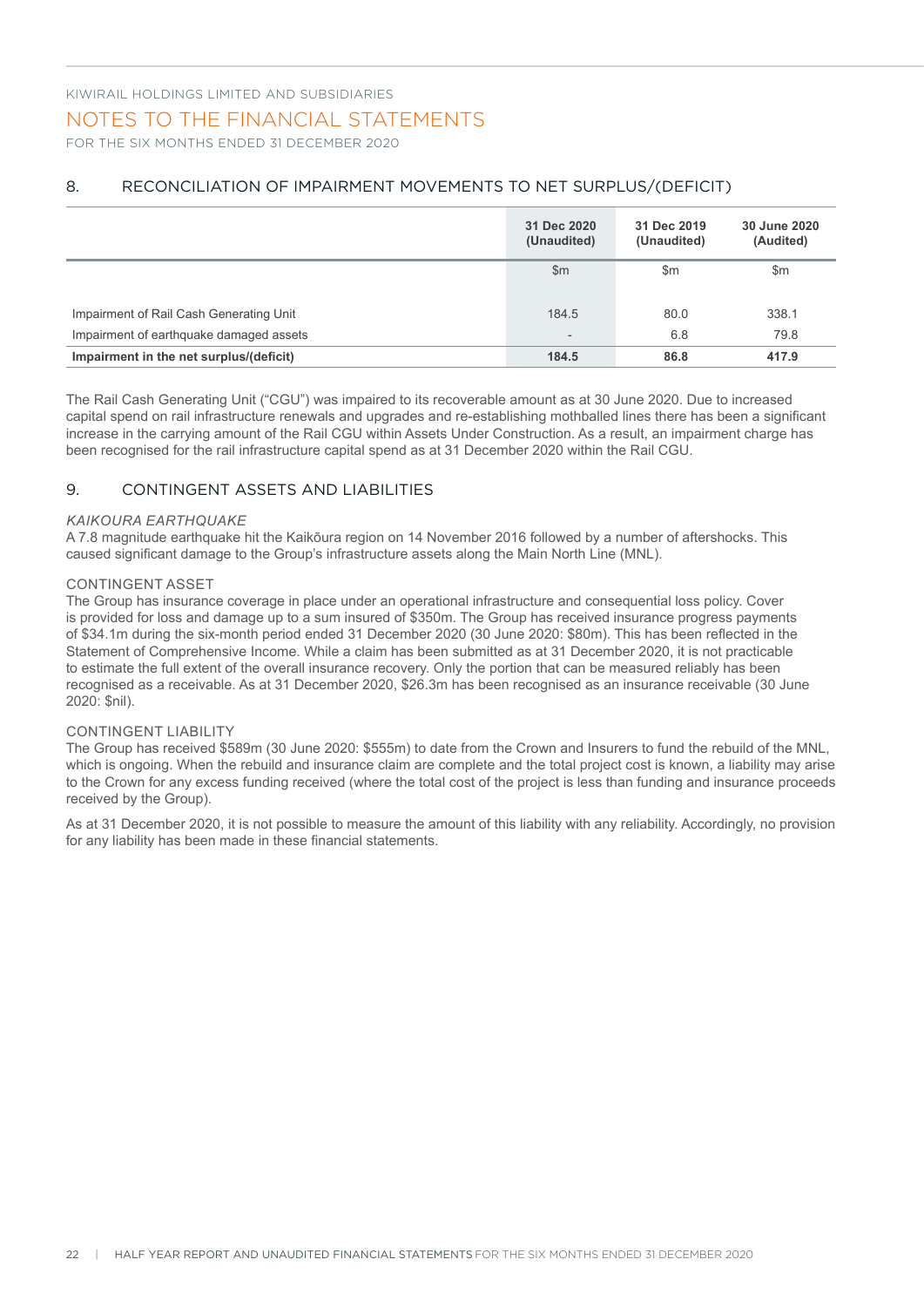KIWIRAIL HOLDINGS LIMITED AND SUBSIDIARIES

# NOTES TO THE FINANCIAL STATEMENTS

FOR THE SIX MONTHS ENDED 31 DECEMBER 2020

## 8. RECONCILIATION OF IMPAIRMENT MOVEMENTS TO NET SURPLUS/(DEFICIT)

| | 31 Dec 2020 (Unaudited) | 31 Dec 2019 (Unaudited) | 30 June 2020 (Audited) |
|---|---|---|---|
| | $m | $m | $m |
| Impairment of Rail Cash Generating Unit | 184.5 | 80.0 | 338.1 |
| Impairment of earthquake damaged assets | - | 6.8 | 79.8 |
| **Impairment in the net surplus/(deficit)** | **184.5** | **86.8** | **417.9** |

The Rail Cash Generating Unit ("CGU") was impaired to its recoverable amount as at 30 June 2020. Due to increased capital spend on rail infrastructure renewals and upgrades and re-establishing mothballed lines there has been a significant increase in the carrying amount of the Rail CGU within Assets Under Construction. As a result, an impairment charge has been recognised for the rail infrastructure capital spend as at 31 December 2020 within the Rail CGU.

## 9. CONTINGENT ASSETS AND LIABILITIES

*KAIKOURA EARTHQUAKE*

A 7.8 magnitude earthquake hit the Kaikōura region on 14 November 2016 followed by a number of aftershocks. This caused significant damage to the Group's infrastructure assets along the Main North Line (MNL).

CONTINGENT ASSET

The Group has insurance coverage in place under an operational infrastructure and consequential loss policy. Cover is provided for loss and damage up to a sum insured of $350m. The Group has received insurance progress payments of $34.1m during the six-month period ended 31 December 2020 (30 June 2020: $80m). This has been reflected in the Statement of Comprehensive Income. While a claim has been submitted as at 31 December 2020, it is not practicable to estimate the full extent of the overall insurance recovery. Only the portion that can be measured reliably has been recognised as a receivable. As at 31 December 2020, $26.3m has been recognised as an insurance receivable (30 June 2020: $nil).

CONTINGENT LIABILITY

The Group has received $589m (30 June 2020: $555m) to date from the Crown and Insurers to fund the rebuild of the MNL, which is ongoing. When the rebuild and insurance claim are complete and the total project cost is known, a liability may arise to the Crown for any excess funding received (where the total cost of the project is less than funding and insurance proceeds received by the Group).

As at 31 December 2020, it is not possible to measure the amount of this liability with any reliability. Accordingly, no provision for any liability has been made in these financial statements.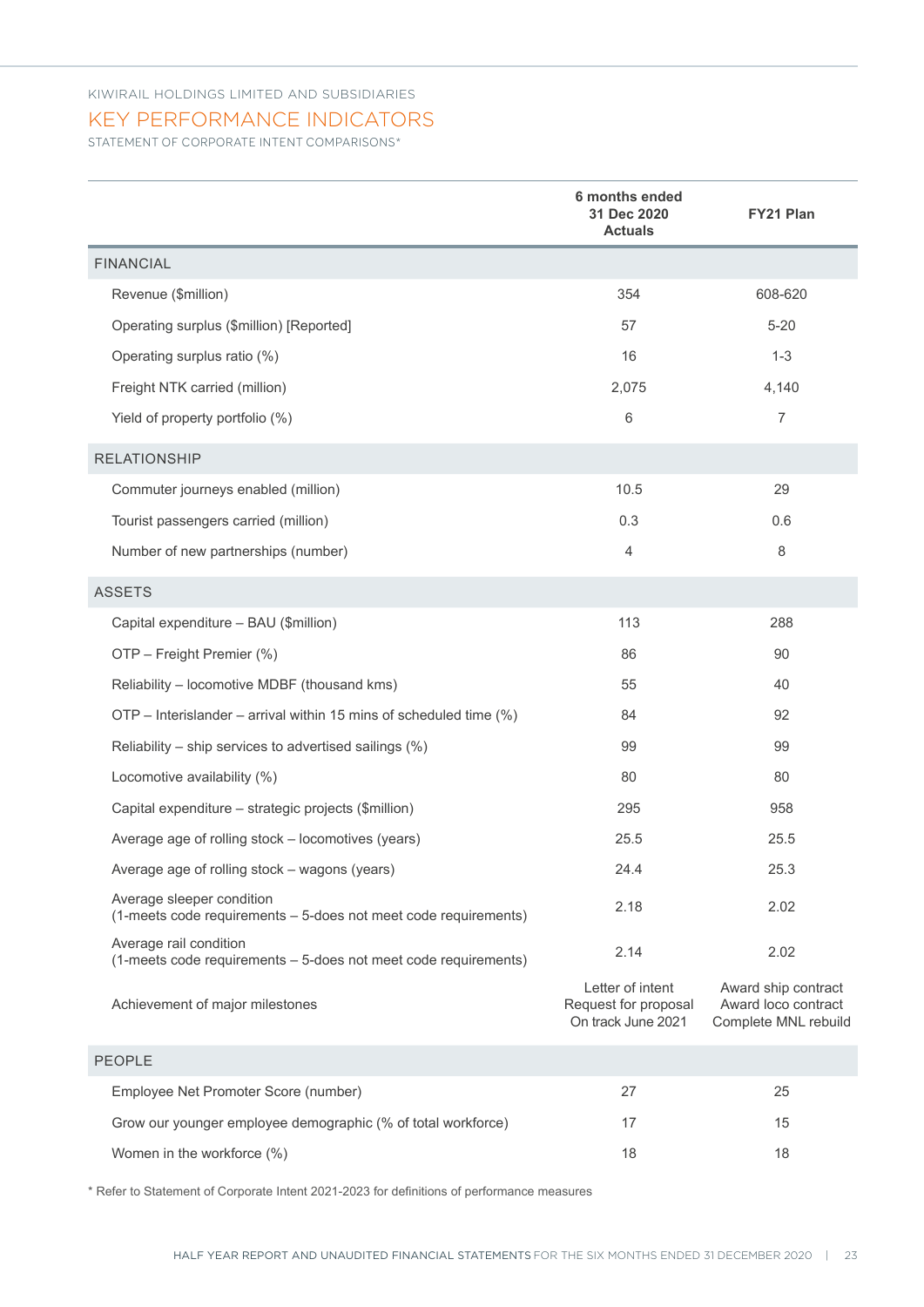KIWIRAIL HOLDINGS LIMITED AND SUBSIDIARIES

# KEY PERFORMANCE INDICATORS

STATEMENT OF CORPORATE INTENT COMPARISONS*

| | 6 months ended 31 Dec 2020 Actuals | FY21 Plan |
|---|---|---|
| **FINANCIAL** | | |
| Revenue ($million) | 354 | 608-620 |
| Operating surplus ($million) [Reported] | 57 | 5-20 |
| Operating surplus ratio (%) | 16 | 1-3 |
| Freight NTK carried (million) | 2,075 | 4,140 |
| Yield of property portfolio (%) | 6 | 7 |
| **RELATIONSHIP** | | |
| Commuter journeys enabled (million) | 10.5 | 29 |
| Tourist passengers carried (million) | 0.3 | 0.6 |
| Number of new partnerships (number) | 4 | 8 |
| **ASSETS** | | |
| Capital expenditure – BAU ($million) | 113 | 288 |
| OTP – Freight Premier (%) | 86 | 90 |
| Reliability – locomotive MDBF (thousand kms) | 55 | 40 |
| OTP – Interislander – arrival within 15 mins of scheduled time (%) | 84 | 92 |
| Reliability – ship services to advertised sailings (%) | 99 | 99 |
| Locomotive availability (%) | 80 | 80 |
| Capital expenditure – strategic projects ($million) | 295 | 958 |
| Average age of rolling stock – locomotives (years) | 25.5 | 25.5 |
| Average age of rolling stock – wagons (years) | 24.4 | 25.3 |
| Average sleeper condition (1-meets code requirements – 5-does not meet code requirements) | 2.18 | 2.02 |
| Average rail condition (1-meets code requirements – 5-does not meet code requirements) | 2.14 | 2.02 |
| Achievement of major milestones | Letter of intent<br>Request for proposal<br>On track June 2021 | Award ship contract<br>Award loco contract<br>Complete MNL rebuild |
| **PEOPLE** | | |
| Employee Net Promoter Score (number) | 27 | 25 |
| Grow our younger employee demographic (% of total workforce) | 17 | 15 |
| Women in the workforce (%) | 18 | 18 |

* Refer to Statement of Corporate Intent 2021-2023 for definitions of performance measures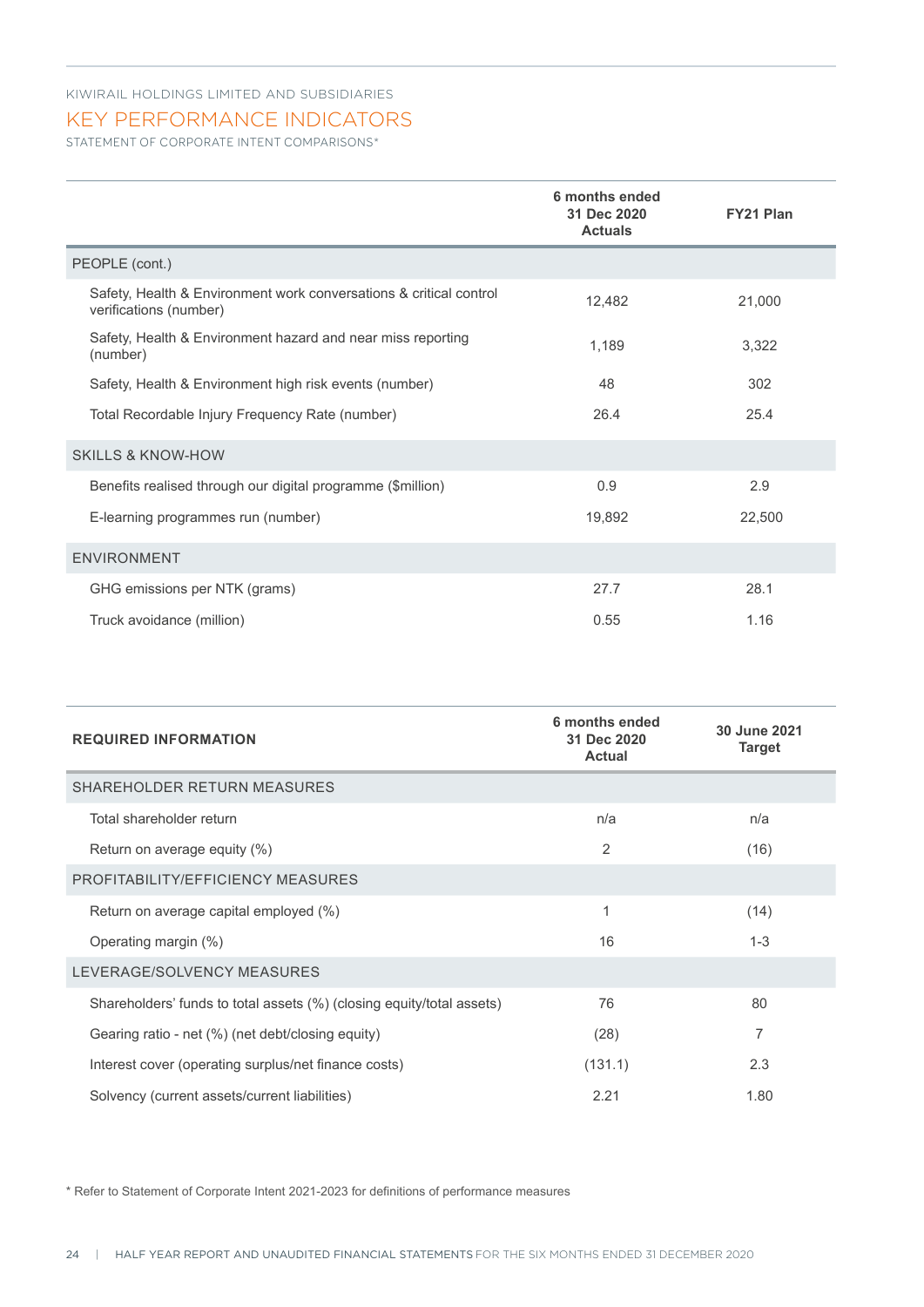KIWIRAIL HOLDINGS LIMITED AND SUBSIDIARIES

# KEY PERFORMANCE INDICATORS

STATEMENT OF CORPORATE INTENT COMPARISONS*

| | 6 months ended 31 Dec 2020 Actuals | FY21 Plan |
|---|---|---|
| PEOPLE (cont.) | | |
| Safety, Health & Environment work conversations & critical control verifications (number) | 12,482 | 21,000 |
| Safety, Health & Environment hazard and near miss reporting (number) | 1,189 | 3,322 |
| Safety, Health & Environment high risk events (number) | 48 | 302 |
| Total Recordable Injury Frequency Rate (number) | 26.4 | 25.4 |
| SKILLS & KNOW-HOW | | |
| Benefits realised through our digital programme ($million) | 0.9 | 2.9 |
| E-learning programmes run (number) | 19,892 | 22,500 |
| ENVIRONMENT | | |
| GHG emissions per NTK (grams) | 27.7 | 28.1 |
| Truck avoidance (million) | 0.55 | 1.16 |

| REQUIRED INFORMATION | 6 months ended 31 Dec 2020 Actual | 30 June 2021 Target |
|---|---|---|
| SHAREHOLDER RETURN MEASURES | | |
| Total shareholder return | n/a | n/a |
| Return on average equity (%) | 2 | (16) |
| PROFITABILITY/EFFICIENCY MEASURES | | |
| Return on average capital employed (%) | 1 | (14) |
| Operating margin (%) | 16 | 1-3 |
| LEVERAGE/SOLVENCY MEASURES | | |
| Shareholders' funds to total assets (%) (closing equity/total assets) | 76 | 80 |
| Gearing ratio - net (%) (net debt/closing equity) | (28) | 7 |
| Interest cover (operating surplus/net finance costs) | (131.1) | 2.3 |
| Solvency (current assets/current liabilities) | 2.21 | 1.80 |

* Refer to Statement of Corporate Intent 2021-2023 for definitions of performance measures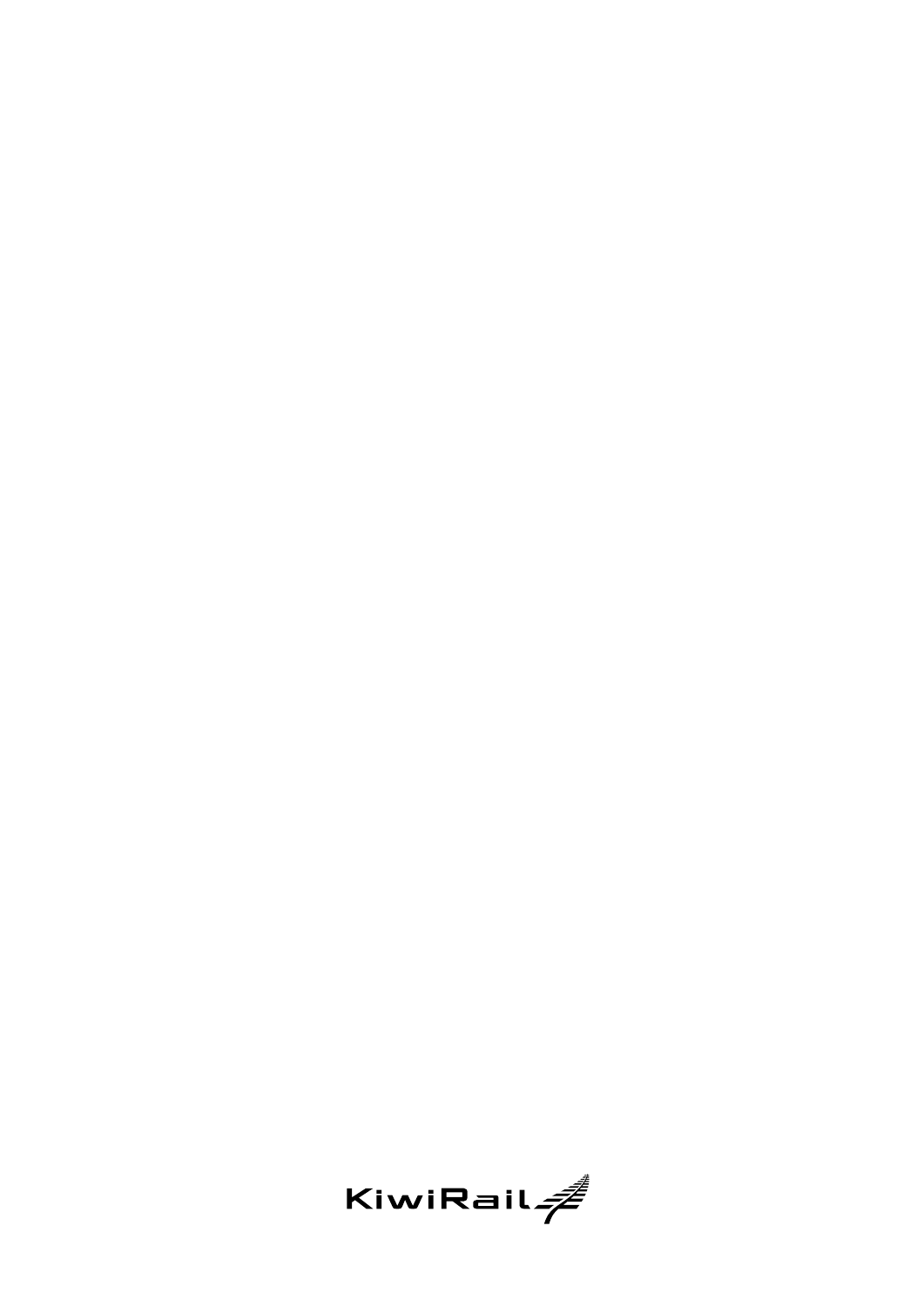KiwiRail